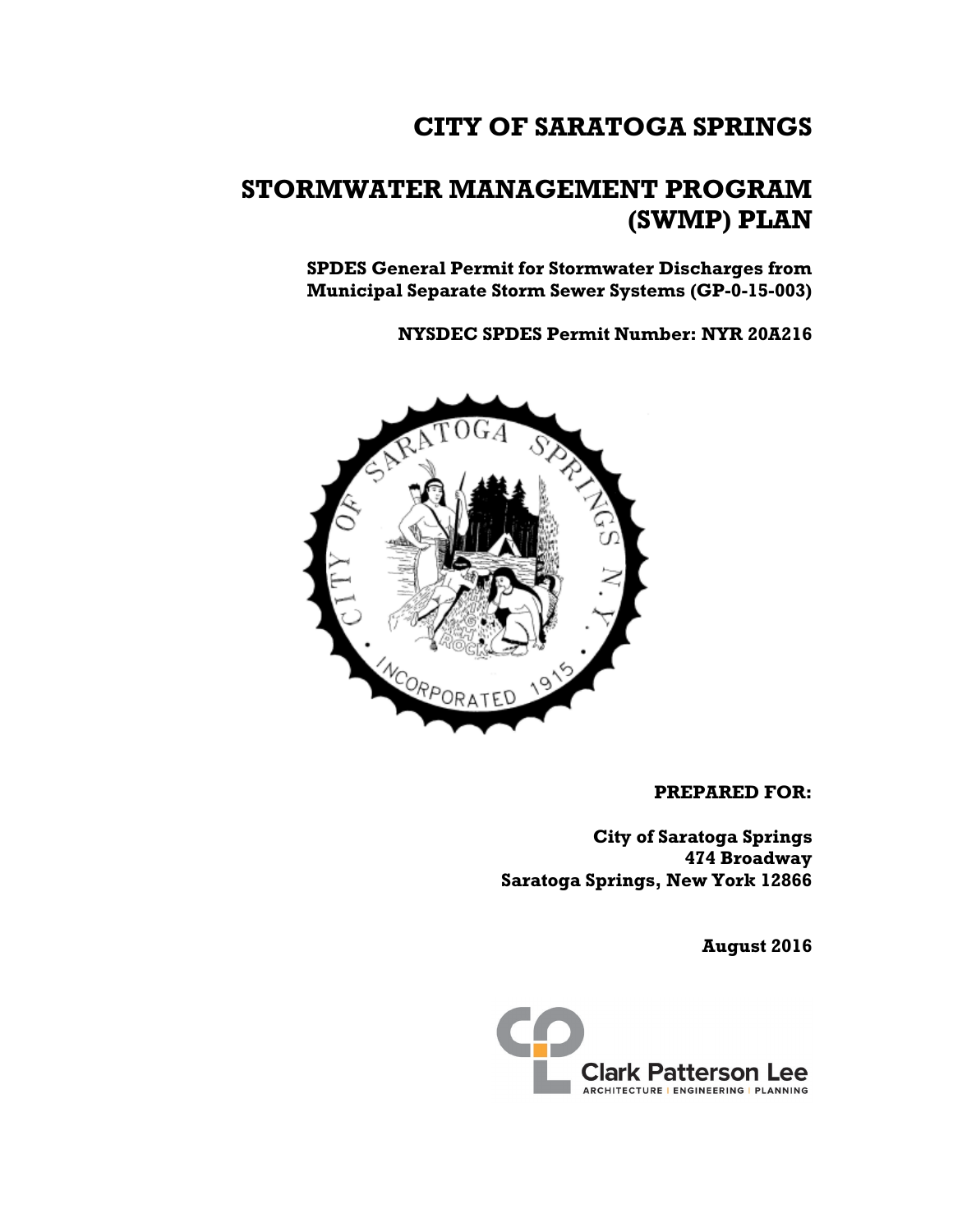# CITY OF SARATOGA SPRINGS

# STORMWATER MANAGEMENT PROGRAM (SWMP) PLAN

**SPDES General Permit for Stormwater Discharges from Municipal Separate Storm Sewer Systems (GP-0-15-003)**

**NYSDEC SPDES Permit Number: NYR 20A216**

**PREPARED FOR:**

**City of Saratoga Springs**
**474 Broadway**
**Saratoga Springs, New York 12866**

**August 2016**

Clark Patterson Lee
ARCHITECTURE | ENGINEERING | PLANNING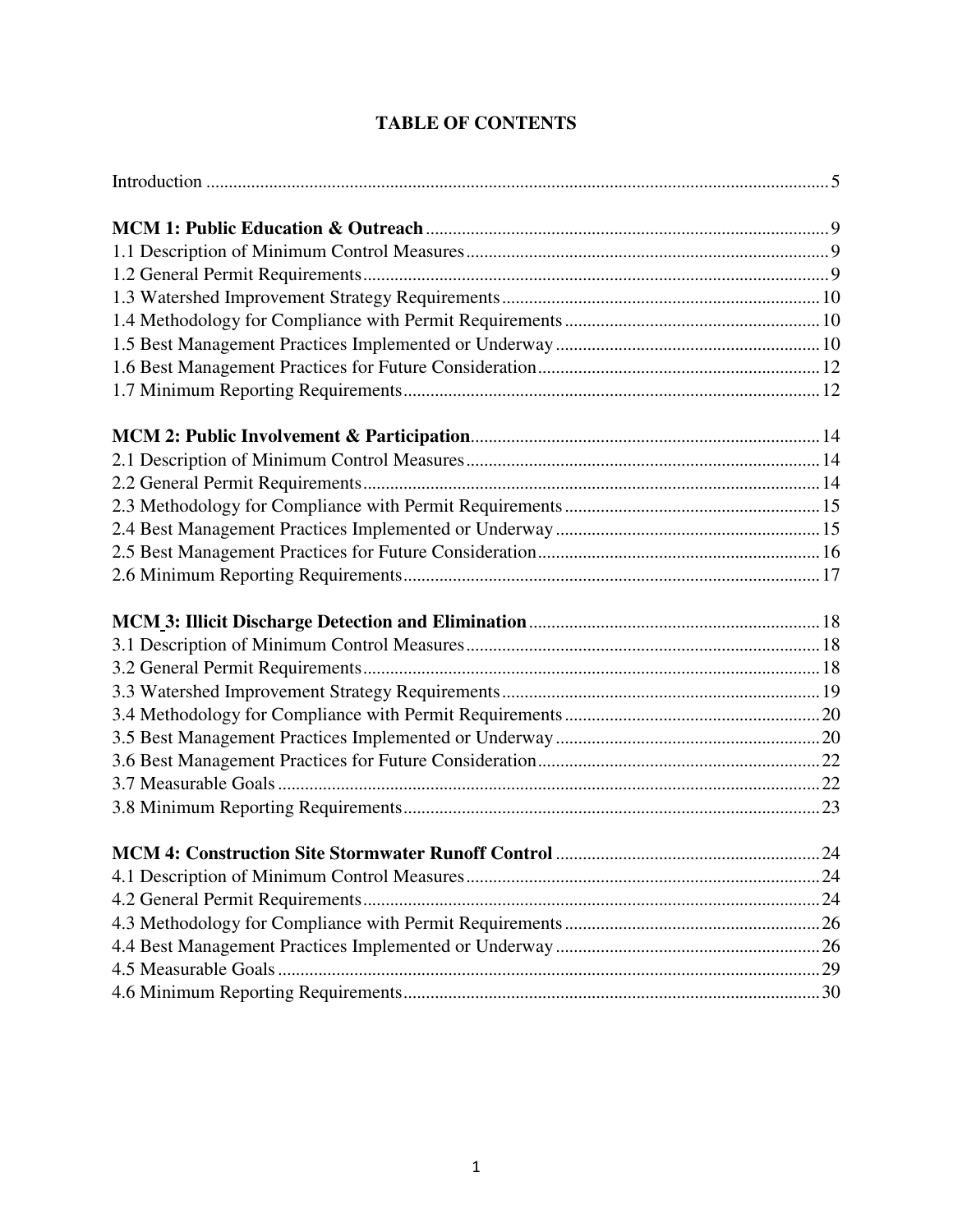# TABLE OF CONTENTS

Introduction ..... 5

**MCM 1: Public Education & Outreach** ..... 9
1.1 Description of Minimum Control Measures ..... 9
1.2 General Permit Requirements ..... 9
1.3 Watershed Improvement Strategy Requirements ..... 10
1.4 Methodology for Compliance with Permit Requirements ..... 10
1.5 Best Management Practices Implemented or Underway ..... 10
1.6 Best Management Practices for Future Consideration ..... 12
1.7 Minimum Reporting Requirements ..... 12

**MCM 2: Public Involvement & Participation** ..... 14
2.1 Description of Minimum Control Measures ..... 14
2.2 General Permit Requirements ..... 14
2.3 Methodology for Compliance with Permit Requirements ..... 15
2.4 Best Management Practices Implemented or Underway ..... 15
2.5 Best Management Practices for Future Consideration ..... 16
2.6 Minimum Reporting Requirements ..... 17

**MCM 3: Illicit Discharge Detection and Elimination** ..... 18
3.1 Description of Minimum Control Measures ..... 18
3.2 General Permit Requirements ..... 18
3.3 Watershed Improvement Strategy Requirements ..... 19
3.4 Methodology for Compliance with Permit Requirements ..... 20
3.5 Best Management Practices Implemented or Underway ..... 20
3.6 Best Management Practices for Future Consideration ..... 22
3.7 Measurable Goals ..... 22
3.8 Minimum Reporting Requirements ..... 23

**MCM 4: Construction Site Stormwater Runoff Control** ..... 24
4.1 Description of Minimum Control Measures ..... 24
4.2 General Permit Requirements ..... 24
4.3 Methodology for Compliance with Permit Requirements ..... 26
4.4 Best Management Practices Implemented or Underway ..... 26
4.5 Measurable Goals ..... 29
4.6 Minimum Reporting Requirements ..... 30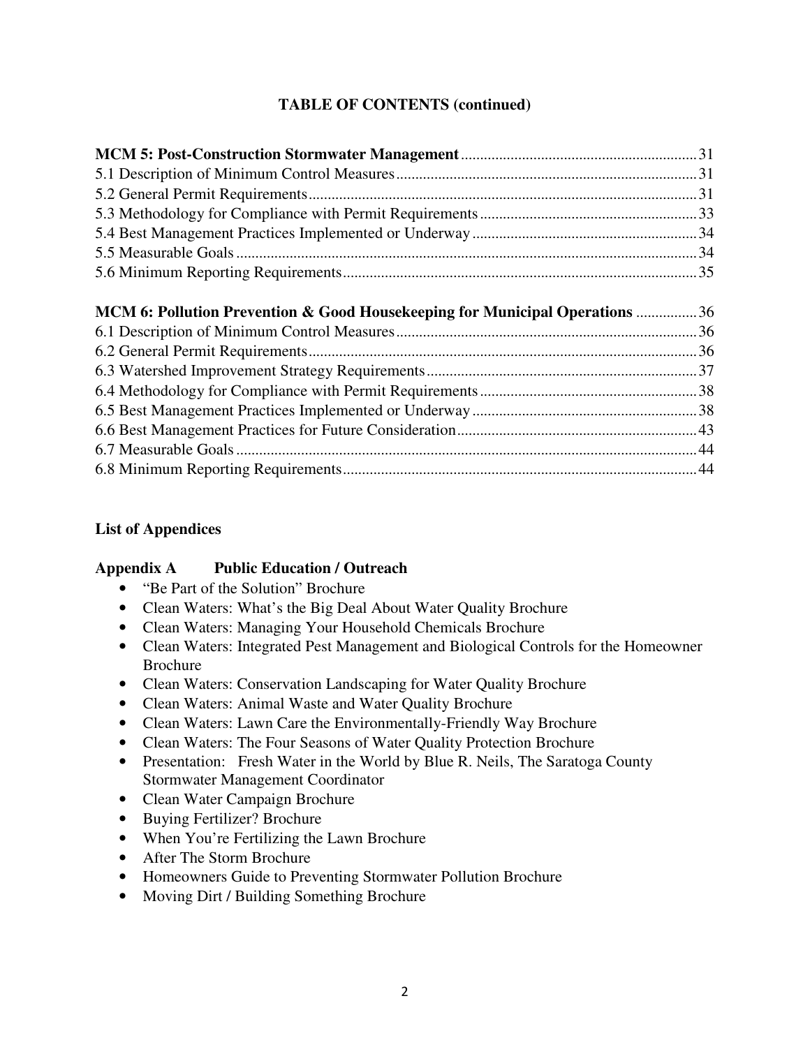## TABLE OF CONTENTS (continued)

| | |
|---|---|
| **MCM 5: Post-Construction Stormwater Management** | 31 |
| 5.1 Description of Minimum Control Measures | 31 |
| 5.2 General Permit Requirements | 31 |
| 5.3 Methodology for Compliance with Permit Requirements | 33 |
| 5.4 Best Management Practices Implemented or Underway | 34 |
| 5.5 Measurable Goals | 34 |
| 5.6 Minimum Reporting Requirements | 35 |
| | |
| **MCM 6: Pollution Prevention & Good Housekeeping for Municipal Operations** | 36 |
| 6.1 Description of Minimum Control Measures | 36 |
| 6.2 General Permit Requirements | 36 |
| 6.3 Watershed Improvement Strategy Requirements | 37 |
| 6.4 Methodology for Compliance with Permit Requirements | 38 |
| 6.5 Best Management Practices Implemented or Underway | 38 |
| 6.6 Best Management Practices for Future Consideration | 43 |
| 6.7 Measurable Goals | 44 |
| 6.8 Minimum Reporting Requirements | 44 |

**List of Appendices**

**Appendix A Public Education / Outreach**

- "Be Part of the Solution" Brochure
- Clean Waters: What's the Big Deal About Water Quality Brochure
- Clean Waters: Managing Your Household Chemicals Brochure
- Clean Waters: Integrated Pest Management and Biological Controls for the Homeowner Brochure
- Clean Waters: Conservation Landscaping for Water Quality Brochure
- Clean Waters: Animal Waste and Water Quality Brochure
- Clean Waters: Lawn Care the Environmentally-Friendly Way Brochure
- Clean Waters: The Four Seasons of Water Quality Protection Brochure
- Presentation: Fresh Water in the World by Blue R. Neils, The Saratoga County Stormwater Management Coordinator
- Clean Water Campaign Brochure
- Buying Fertilizer? Brochure
- When You're Fertilizing the Lawn Brochure
- After The Storm Brochure
- Homeowners Guide to Preventing Stormwater Pollution Brochure
- Moving Dirt / Building Something Brochure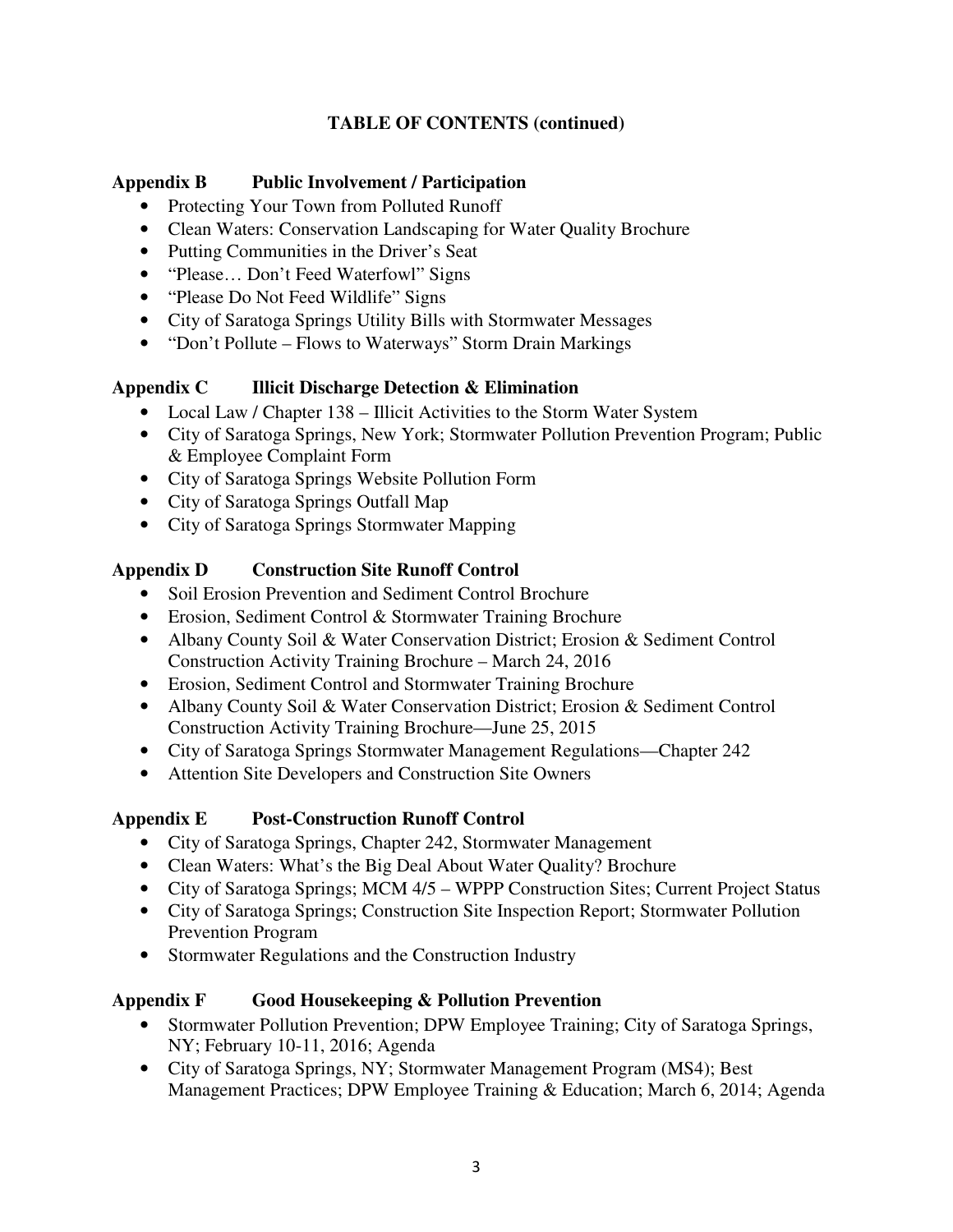## TABLE OF CONTENTS (continued)

### Appendix B Public Involvement / Participation

- Protecting Your Town from Polluted Runoff
- Clean Waters: Conservation Landscaping for Water Quality Brochure
- Putting Communities in the Driver's Seat
- "Please… Don't Feed Waterfowl" Signs
- "Please Do Not Feed Wildlife" Signs
- City of Saratoga Springs Utility Bills with Stormwater Messages
- "Don't Pollute – Flows to Waterways" Storm Drain Markings

### Appendix C Illicit Discharge Detection & Elimination

- Local Law / Chapter 138 – Illicit Activities to the Storm Water System
- City of Saratoga Springs, New York; Stormwater Pollution Prevention Program; Public & Employee Complaint Form
- City of Saratoga Springs Website Pollution Form
- City of Saratoga Springs Outfall Map
- City of Saratoga Springs Stormwater Mapping

### Appendix D Construction Site Runoff Control

- Soil Erosion Prevention and Sediment Control Brochure
- Erosion, Sediment Control & Stormwater Training Brochure
- Albany County Soil & Water Conservation District; Erosion & Sediment Control Construction Activity Training Brochure – March 24, 2016
- Erosion, Sediment Control and Stormwater Training Brochure
- Albany County Soil & Water Conservation District; Erosion & Sediment Control Construction Activity Training Brochure—June 25, 2015
- City of Saratoga Springs Stormwater Management Regulations—Chapter 242
- Attention Site Developers and Construction Site Owners

### Appendix E Post-Construction Runoff Control

- City of Saratoga Springs, Chapter 242, Stormwater Management
- Clean Waters: What's the Big Deal About Water Quality? Brochure
- City of Saratoga Springs; MCM 4/5 – WPPP Construction Sites; Current Project Status
- City of Saratoga Springs; Construction Site Inspection Report; Stormwater Pollution Prevention Program
- Stormwater Regulations and the Construction Industry

### Appendix F Good Housekeeping & Pollution Prevention

- Stormwater Pollution Prevention; DPW Employee Training; City of Saratoga Springs, NY; February 10-11, 2016; Agenda
- City of Saratoga Springs, NY; Stormwater Management Program (MS4); Best Management Practices; DPW Employee Training & Education; March 6, 2014; Agenda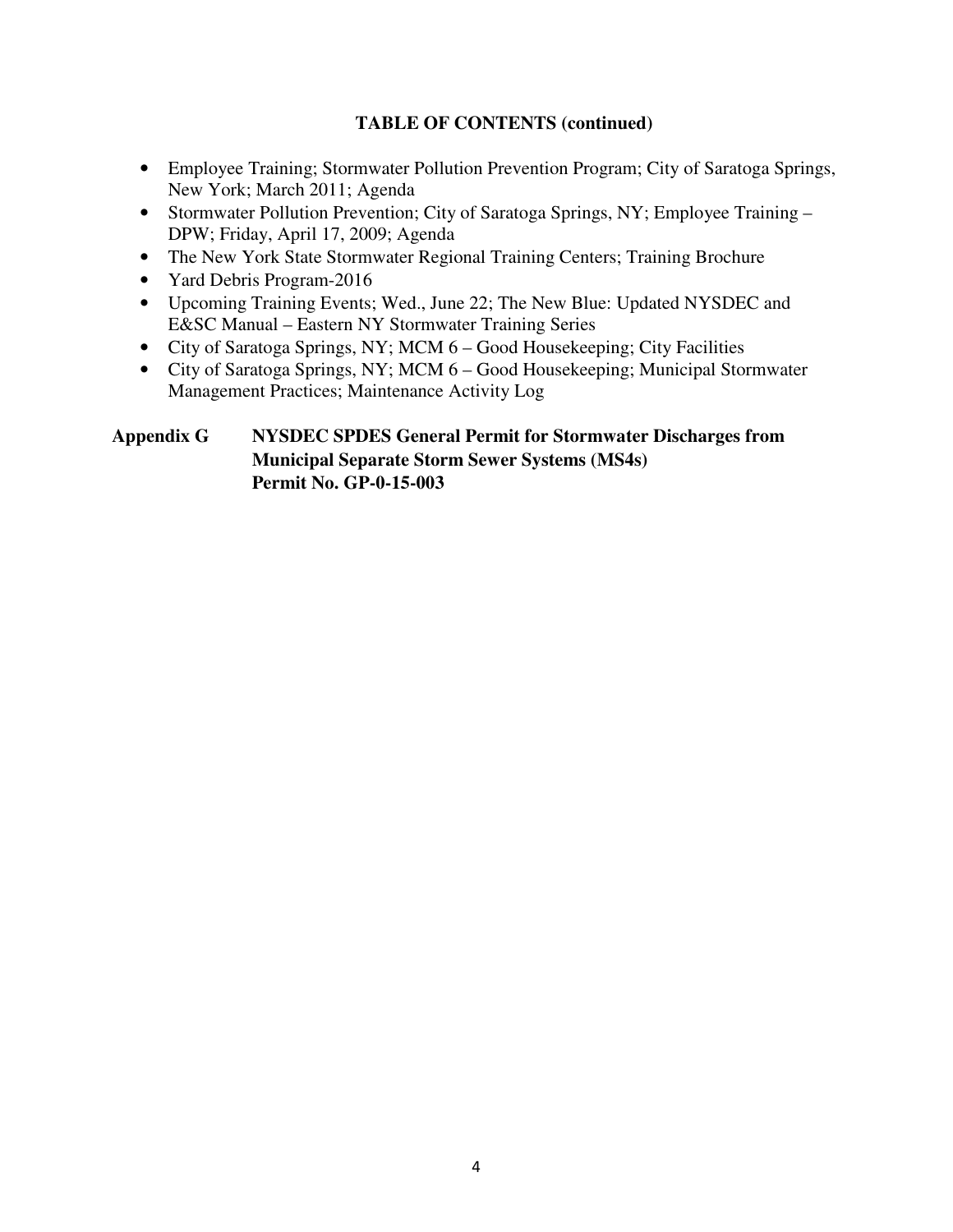## TABLE OF CONTENTS (continued)

- Employee Training; Stormwater Pollution Prevention Program; City of Saratoga Springs, New York; March 2011; Agenda
- Stormwater Pollution Prevention; City of Saratoga Springs, NY; Employee Training – DPW; Friday, April 17, 2009; Agenda
- The New York State Stormwater Regional Training Centers; Training Brochure
- Yard Debris Program-2016
- Upcoming Training Events; Wed., June 22; The New Blue: Updated NYSDEC and E&SC Manual – Eastern NY Stormwater Training Series
- City of Saratoga Springs, NY; MCM 6 – Good Housekeeping; City Facilities
- City of Saratoga Springs, NY; MCM 6 – Good Housekeeping; Municipal Stormwater Management Practices; Maintenance Activity Log

**Appendix G NYSDEC SPDES General Permit for Stormwater Discharges from Municipal Separate Storm Sewer Systems (MS4s) Permit No. GP-0-15-003**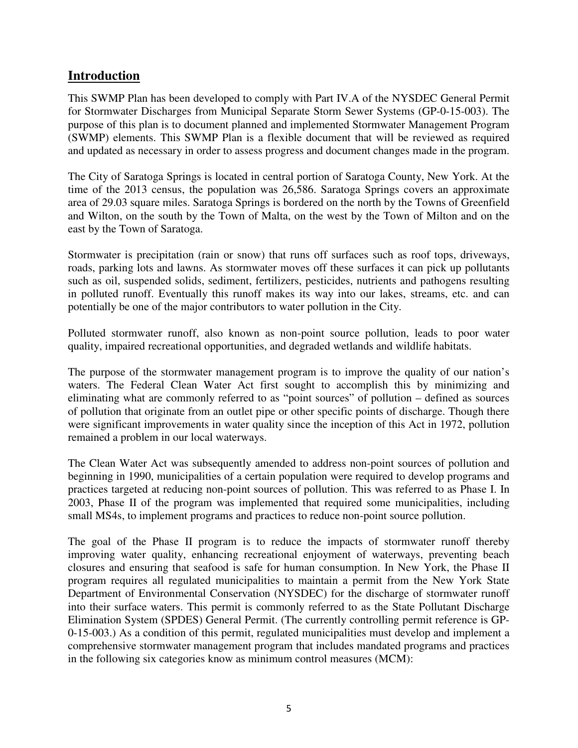## Introduction

This SWMP Plan has been developed to comply with Part IV.A of the NYSDEC General Permit for Stormwater Discharges from Municipal Separate Storm Sewer Systems (GP-0-15-003). The purpose of this plan is to document planned and implemented Stormwater Management Program (SWMP) elements. This SWMP Plan is a flexible document that will be reviewed as required and updated as necessary in order to assess progress and document changes made in the program.

The City of Saratoga Springs is located in central portion of Saratoga County, New York. At the time of the 2013 census, the population was 26,586. Saratoga Springs covers an approximate area of 29.03 square miles. Saratoga Springs is bordered on the north by the Towns of Greenfield and Wilton, on the south by the Town of Malta, on the west by the Town of Milton and on the east by the Town of Saratoga.

Stormwater is precipitation (rain or snow) that runs off surfaces such as roof tops, driveways, roads, parking lots and lawns. As stormwater moves off these surfaces it can pick up pollutants such as oil, suspended solids, sediment, fertilizers, pesticides, nutrients and pathogens resulting in polluted runoff. Eventually this runoff makes its way into our lakes, streams, etc. and can potentially be one of the major contributors to water pollution in the City.

Polluted stormwater runoff, also known as non-point source pollution, leads to poor water quality, impaired recreational opportunities, and degraded wetlands and wildlife habitats.

The purpose of the stormwater management program is to improve the quality of our nation's waters. The Federal Clean Water Act first sought to accomplish this by minimizing and eliminating what are commonly referred to as "point sources" of pollution – defined as sources of pollution that originate from an outlet pipe or other specific points of discharge. Though there were significant improvements in water quality since the inception of this Act in 1972, pollution remained a problem in our local waterways.

The Clean Water Act was subsequently amended to address non-point sources of pollution and beginning in 1990, municipalities of a certain population were required to develop programs and practices targeted at reducing non-point sources of pollution. This was referred to as Phase I. In 2003, Phase II of the program was implemented that required some municipalities, including small MS4s, to implement programs and practices to reduce non-point source pollution.

The goal of the Phase II program is to reduce the impacts of stormwater runoff thereby improving water quality, enhancing recreational enjoyment of waterways, preventing beach closures and ensuring that seafood is safe for human consumption. In New York, the Phase II program requires all regulated municipalities to maintain a permit from the New York State Department of Environmental Conservation (NYSDEC) for the discharge of stormwater runoff into their surface waters. This permit is commonly referred to as the State Pollutant Discharge Elimination System (SPDES) General Permit. (The currently controlling permit reference is GP-0-15-003.) As a condition of this permit, regulated municipalities must develop and implement a comprehensive stormwater management program that includes mandated programs and practices in the following six categories know as minimum control measures (MCM):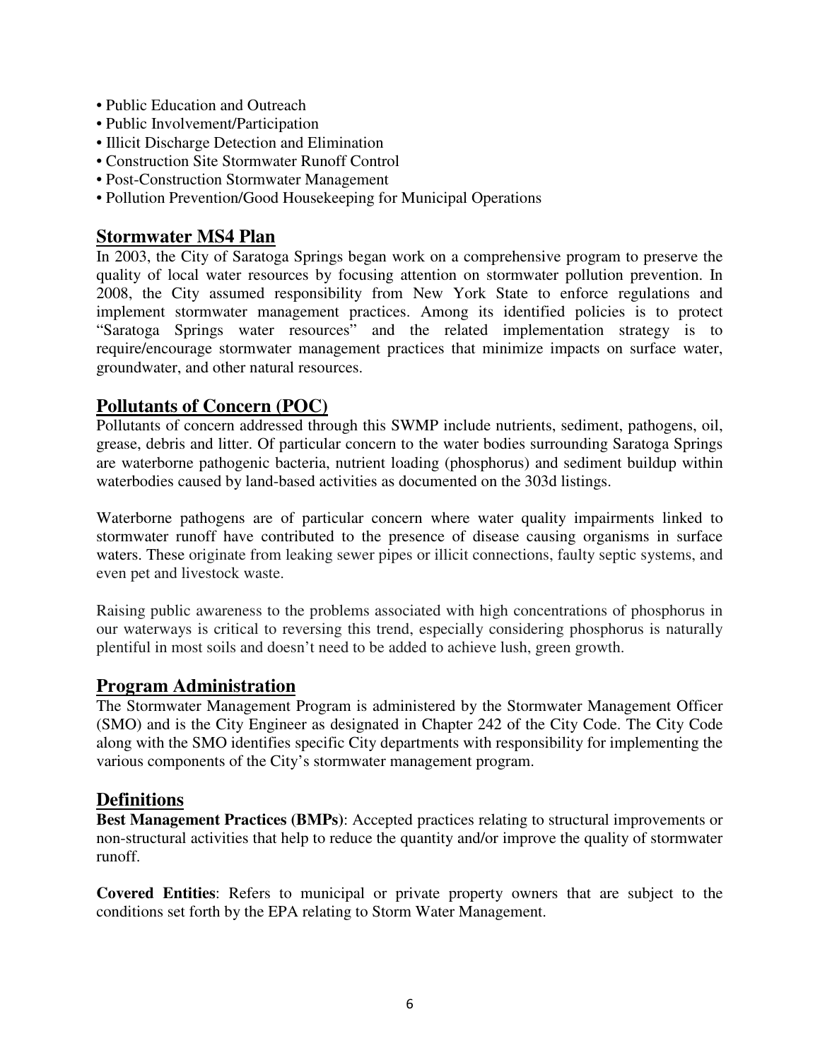- Public Education and Outreach
- Public Involvement/Participation
- Illicit Discharge Detection and Elimination
- Construction Site Stormwater Runoff Control
- Post-Construction Stormwater Management
- Pollution Prevention/Good Housekeeping for Municipal Operations

## Stormwater MS4 Plan

In 2003, the City of Saratoga Springs began work on a comprehensive program to preserve the quality of local water resources by focusing attention on stormwater pollution prevention. In 2008, the City assumed responsibility from New York State to enforce regulations and implement stormwater management practices. Among its identified policies is to protect "Saratoga Springs water resources" and the related implementation strategy is to require/encourage stormwater management practices that minimize impacts on surface water, groundwater, and other natural resources.

## Pollutants of Concern (POC)

Pollutants of concern addressed through this SWMP include nutrients, sediment, pathogens, oil, grease, debris and litter. Of particular concern to the water bodies surrounding Saratoga Springs are waterborne pathogenic bacteria, nutrient loading (phosphorus) and sediment buildup within waterbodies caused by land-based activities as documented on the 303d listings.

Waterborne pathogens are of particular concern where water quality impairments linked to stormwater runoff have contributed to the presence of disease causing organisms in surface waters. These originate from leaking sewer pipes or illicit connections, faulty septic systems, and even pet and livestock waste.

Raising public awareness to the problems associated with high concentrations of phosphorus in our waterways is critical to reversing this trend, especially considering phosphorus is naturally plentiful in most soils and doesn't need to be added to achieve lush, green growth.

## Program Administration

The Stormwater Management Program is administered by the Stormwater Management Officer (SMO) and is the City Engineer as designated in Chapter 242 of the City Code. The City Code along with the SMO identifies specific City departments with responsibility for implementing the various components of the City's stormwater management program.

## Definitions

**Best Management Practices (BMPs)**: Accepted practices relating to structural improvements or non-structural activities that help to reduce the quantity and/or improve the quality of stormwater runoff.

**Covered Entities**: Refers to municipal or private property owners that are subject to the conditions set forth by the EPA relating to Storm Water Management.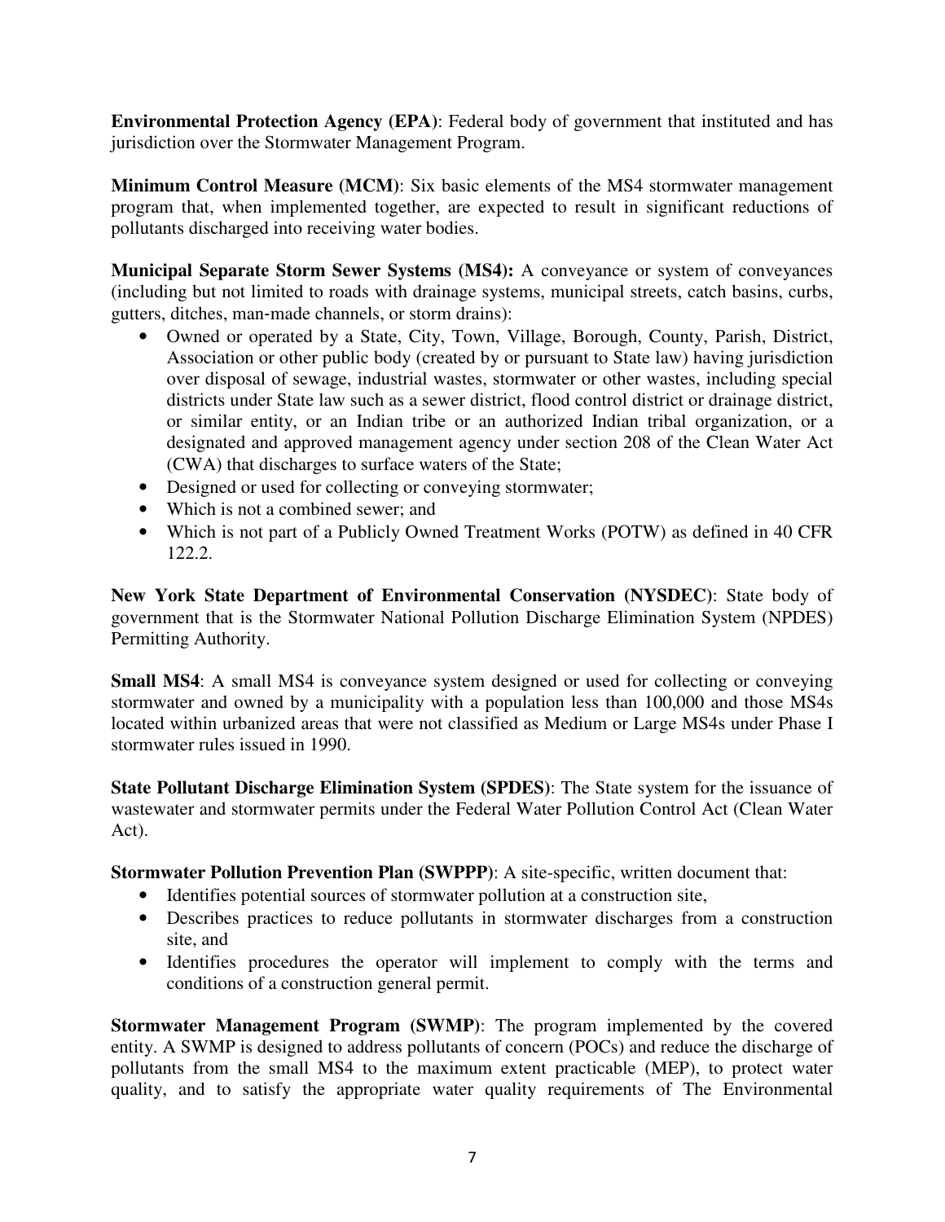**Environmental Protection Agency (EPA)**: Federal body of government that instituted and has jurisdiction over the Stormwater Management Program.

**Minimum Control Measure (MCM)**: Six basic elements of the MS4 stormwater management program that, when implemented together, are expected to result in significant reductions of pollutants discharged into receiving water bodies.

**Municipal Separate Storm Sewer Systems (MS4):** A conveyance or system of conveyances (including but not limited to roads with drainage systems, municipal streets, catch basins, curbs, gutters, ditches, man-made channels, or storm drains):

- Owned or operated by a State, City, Town, Village, Borough, County, Parish, District, Association or other public body (created by or pursuant to State law) having jurisdiction over disposal of sewage, industrial wastes, stormwater or other wastes, including special districts under State law such as a sewer district, flood control district or drainage district, or similar entity, or an Indian tribe or an authorized Indian tribal organization, or a designated and approved management agency under section 208 of the Clean Water Act (CWA) that discharges to surface waters of the State;
- Designed or used for collecting or conveying stormwater;
- Which is not a combined sewer; and
- Which is not part of a Publicly Owned Treatment Works (POTW) as defined in 40 CFR 122.2.

**New York State Department of Environmental Conservation (NYSDEC)**: State body of government that is the Stormwater National Pollution Discharge Elimination System (NPDES) Permitting Authority.

**Small MS4**: A small MS4 is conveyance system designed or used for collecting or conveying stormwater and owned by a municipality with a population less than 100,000 and those MS4s located within urbanized areas that were not classified as Medium or Large MS4s under Phase I stormwater rules issued in 1990.

**State Pollutant Discharge Elimination System (SPDES)**: The State system for the issuance of wastewater and stormwater permits under the Federal Water Pollution Control Act (Clean Water Act).

**Stormwater Pollution Prevention Plan (SWPPP)**: A site-specific, written document that:

- Identifies potential sources of stormwater pollution at a construction site,
- Describes practices to reduce pollutants in stormwater discharges from a construction site, and
- Identifies procedures the operator will implement to comply with the terms and conditions of a construction general permit.

**Stormwater Management Program (SWMP)**: The program implemented by the covered entity. A SWMP is designed to address pollutants of concern (POCs) and reduce the discharge of pollutants from the small MS4 to the maximum extent practicable (MEP), to protect water quality, and to satisfy the appropriate water quality requirements of The Environmental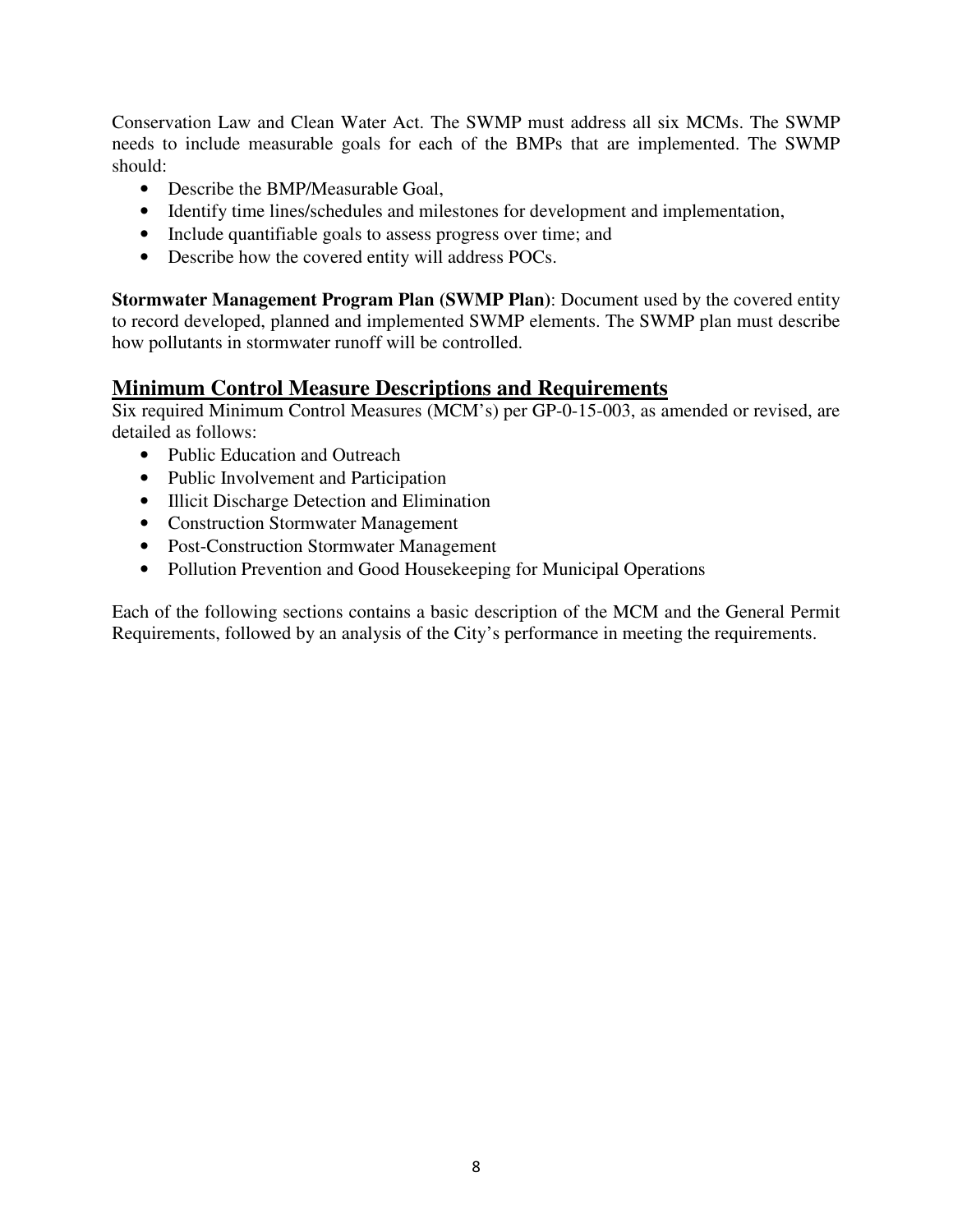Conservation Law and Clean Water Act. The SWMP must address all six MCMs. The SWMP needs to include measurable goals for each of the BMPs that are implemented. The SWMP should:

- Describe the BMP/Measurable Goal,
- Identify time lines/schedules and milestones for development and implementation,
- Include quantifiable goals to assess progress over time; and
- Describe how the covered entity will address POCs.

**Stormwater Management Program Plan (SWMP Plan)**: Document used by the covered entity to record developed, planned and implemented SWMP elements. The SWMP plan must describe how pollutants in stormwater runoff will be controlled.

## Minimum Control Measure Descriptions and Requirements

Six required Minimum Control Measures (MCM's) per GP-0-15-003, as amended or revised, are detailed as follows:

- Public Education and Outreach
- Public Involvement and Participation
- Illicit Discharge Detection and Elimination
- Construction Stormwater Management
- Post-Construction Stormwater Management
- Pollution Prevention and Good Housekeeping for Municipal Operations

Each of the following sections contains a basic description of the MCM and the General Permit Requirements, followed by an analysis of the City's performance in meeting the requirements.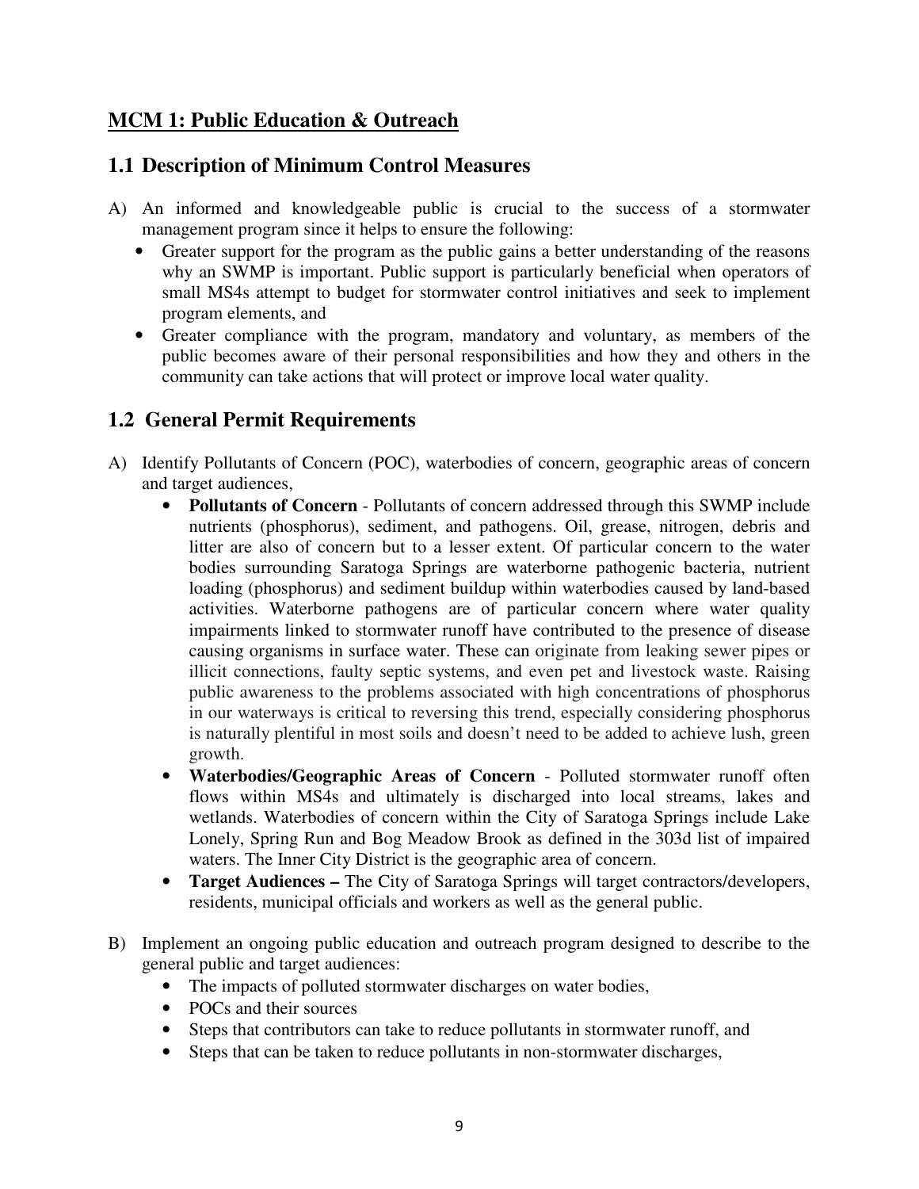## MCM 1: Public Education & Outreach

### 1.1 Description of Minimum Control Measures

A) An informed and knowledgeable public is crucial to the success of a stormwater management program since it helps to ensure the following:
   - Greater support for the program as the public gains a better understanding of the reasons why an SWMP is important. Public support is particularly beneficial when operators of small MS4s attempt to budget for stormwater control initiatives and seek to implement program elements, and
   - Greater compliance with the program, mandatory and voluntary, as members of the public becomes aware of their personal responsibilities and how they and others in the community can take actions that will protect or improve local water quality.

### 1.2 General Permit Requirements

A) Identify Pollutants of Concern (POC), waterbodies of concern, geographic areas of concern and target audiences,
   - **Pollutants of Concern** - Pollutants of concern addressed through this SWMP include nutrients (phosphorus), sediment, and pathogens. Oil, grease, nitrogen, debris and litter are also of concern but to a lesser extent. Of particular concern to the water bodies surrounding Saratoga Springs are waterborne pathogenic bacteria, nutrient loading (phosphorus) and sediment buildup within waterbodies caused by land-based activities. Waterborne pathogens are of particular concern where water quality impairments linked to stormwater runoff have contributed to the presence of disease causing organisms in surface water. These can originate from leaking sewer pipes or illicit connections, faulty septic systems, and even pet and livestock waste. Raising public awareness to the problems associated with high concentrations of phosphorus in our waterways is critical to reversing this trend, especially considering phosphorus is naturally plentiful in most soils and doesn't need to be added to achieve lush, green growth.
   - **Waterbodies/Geographic Areas of Concern** - Polluted stormwater runoff often flows within MS4s and ultimately is discharged into local streams, lakes and wetlands. Waterbodies of concern within the City of Saratoga Springs include Lake Lonely, Spring Run and Bog Meadow Brook as defined in the 303d list of impaired waters. The Inner City District is the geographic area of concern.
   - **Target Audiences –** The City of Saratoga Springs will target contractors/developers, residents, municipal officials and workers as well as the general public.

B) Implement an ongoing public education and outreach program designed to describe to the general public and target audiences:
   - The impacts of polluted stormwater discharges on water bodies,
   - POCs and their sources
   - Steps that contributors can take to reduce pollutants in stormwater runoff, and
   - Steps that can be taken to reduce pollutants in non-stormwater discharges,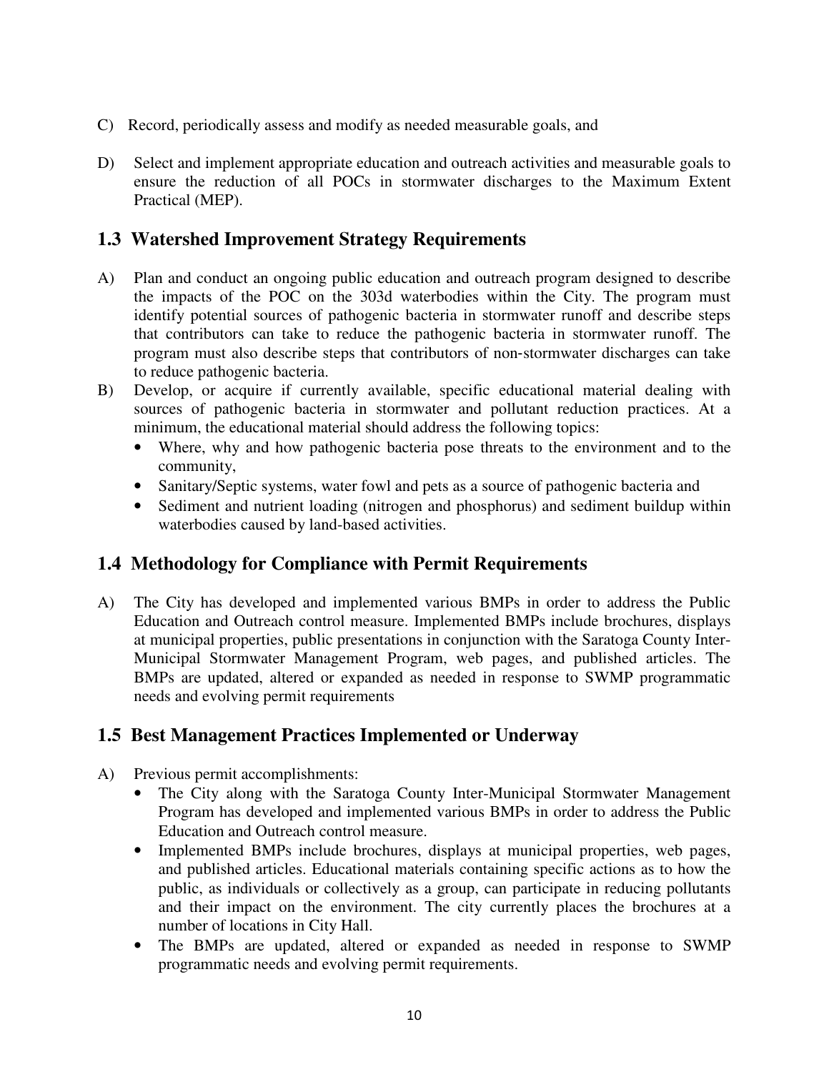C) Record, periodically assess and modify as needed measurable goals, and

D) Select and implement appropriate education and outreach activities and measurable goals to ensure the reduction of all POCs in stormwater discharges to the Maximum Extent Practical (MEP).

## 1.3 Watershed Improvement Strategy Requirements

A) Plan and conduct an ongoing public education and outreach program designed to describe the impacts of the POC on the 303d waterbodies within the City. The program must identify potential sources of pathogenic bacteria in stormwater runoff and describe steps that contributors can take to reduce the pathogenic bacteria in stormwater runoff. The program must also describe steps that contributors of non-stormwater discharges can take to reduce pathogenic bacteria.

B) Develop, or acquire if currently available, specific educational material dealing with sources of pathogenic bacteria in stormwater and pollutant reduction practices. At a minimum, the educational material should address the following topics:
   - Where, why and how pathogenic bacteria pose threats to the environment and to the community,
   - Sanitary/Septic systems, water fowl and pets as a source of pathogenic bacteria and
   - Sediment and nutrient loading (nitrogen and phosphorus) and sediment buildup within waterbodies caused by land-based activities.

## 1.4 Methodology for Compliance with Permit Requirements

A) The City has developed and implemented various BMPs in order to address the Public Education and Outreach control measure. Implemented BMPs include brochures, displays at municipal properties, public presentations in conjunction with the Saratoga County Inter-Municipal Stormwater Management Program, web pages, and published articles. The BMPs are updated, altered or expanded as needed in response to SWMP programmatic needs and evolving permit requirements

## 1.5 Best Management Practices Implemented or Underway

A) Previous permit accomplishments:
   - The City along with the Saratoga County Inter-Municipal Stormwater Management Program has developed and implemented various BMPs in order to address the Public Education and Outreach control measure.
   - Implemented BMPs include brochures, displays at municipal properties, web pages, and published articles. Educational materials containing specific actions as to how the public, as individuals or collectively as a group, can participate in reducing pollutants and their impact on the environment. The city currently places the brochures at a number of locations in City Hall.
   - The BMPs are updated, altered or expanded as needed in response to SWMP programmatic needs and evolving permit requirements.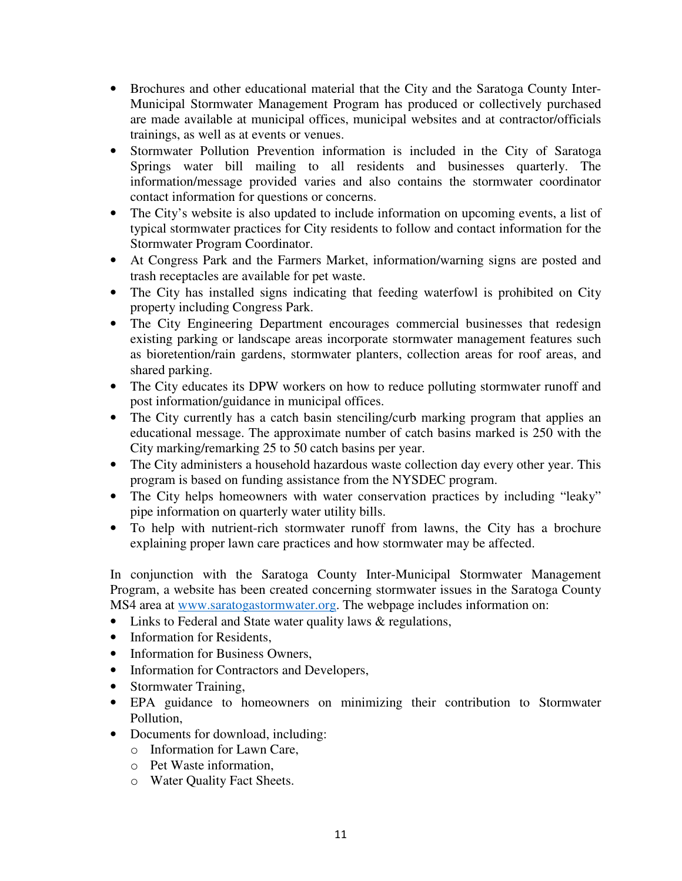- Brochures and other educational material that the City and the Saratoga County Inter-Municipal Stormwater Management Program has produced or collectively purchased are made available at municipal offices, municipal websites and at contractor/officials trainings, as well as at events or venues.
- Stormwater Pollution Prevention information is included in the City of Saratoga Springs water bill mailing to all residents and businesses quarterly. The information/message provided varies and also contains the stormwater coordinator contact information for questions or concerns.
- The City's website is also updated to include information on upcoming events, a list of typical stormwater practices for City residents to follow and contact information for the Stormwater Program Coordinator.
- At Congress Park and the Farmers Market, information/warning signs are posted and trash receptacles are available for pet waste.
- The City has installed signs indicating that feeding waterfowl is prohibited on City property including Congress Park.
- The City Engineering Department encourages commercial businesses that redesign existing parking or landscape areas incorporate stormwater management features such as bioretention/rain gardens, stormwater planters, collection areas for roof areas, and shared parking.
- The City educates its DPW workers on how to reduce polluting stormwater runoff and post information/guidance in municipal offices.
- The City currently has a catch basin stenciling/curb marking program that applies an educational message. The approximate number of catch basins marked is 250 with the City marking/remarking 25 to 50 catch basins per year.
- The City administers a household hazardous waste collection day every other year. This program is based on funding assistance from the NYSDEC program.
- The City helps homeowners with water conservation practices by including "leaky" pipe information on quarterly water utility bills.
- To help with nutrient-rich stormwater runoff from lawns, the City has a brochure explaining proper lawn care practices and how stormwater may be affected.

In conjunction with the Saratoga County Inter-Municipal Stormwater Management Program, a website has been created concerning stormwater issues in the Saratoga County MS4 area at www.saratogastormwater.org. The webpage includes information on:

- Links to Federal and State water quality laws & regulations,
- Information for Residents,
- Information for Business Owners,
- Information for Contractors and Developers,
- Stormwater Training,
- EPA guidance to homeowners on minimizing their contribution to Stormwater Pollution,
- Documents for download, including:
  - Information for Lawn Care,
  - Pet Waste information,
  - Water Quality Fact Sheets.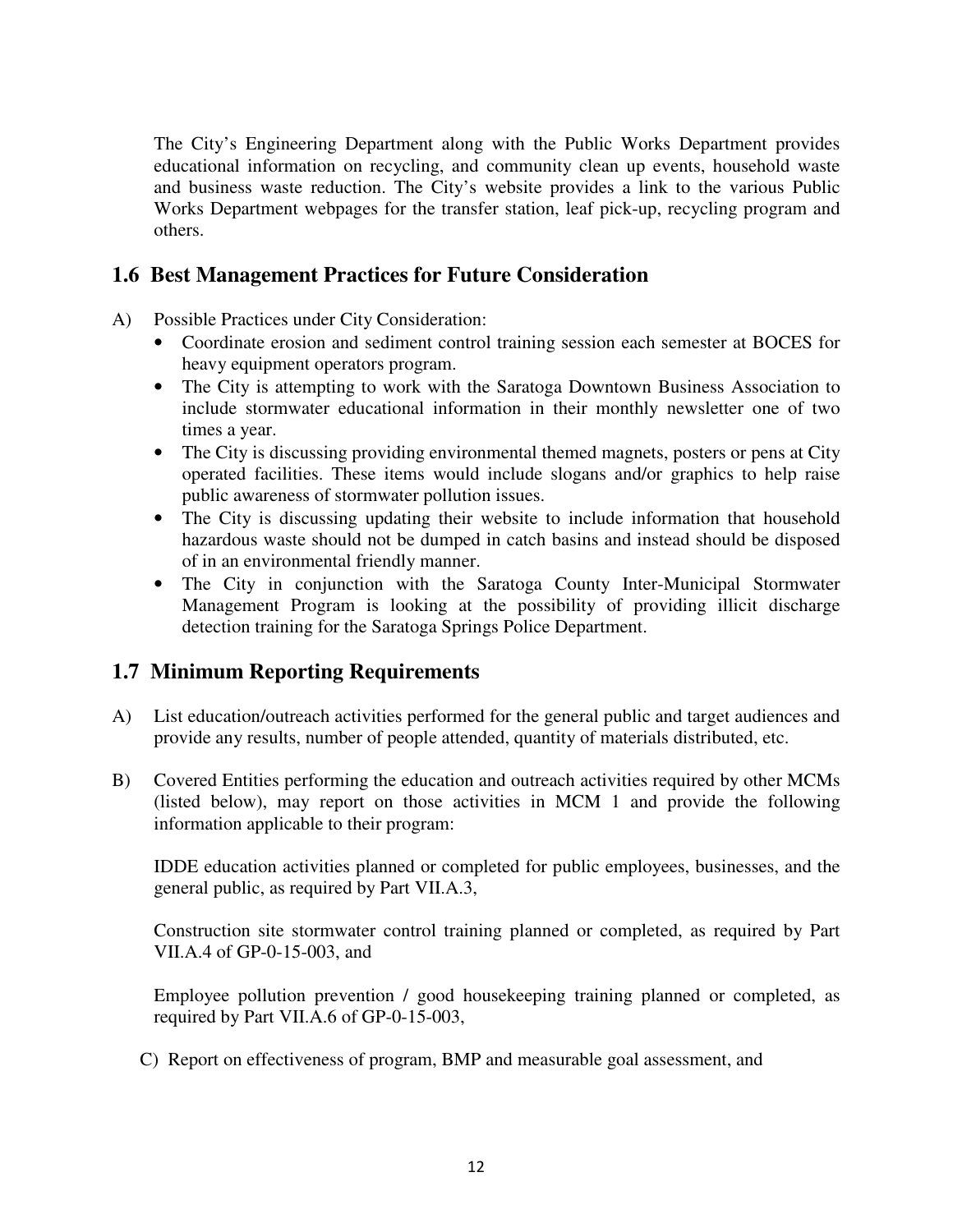The City's Engineering Department along with the Public Works Department provides educational information on recycling, and community clean up events, household waste and business waste reduction. The City's website provides a link to the various Public Works Department webpages for the transfer station, leaf pick-up, recycling program and others.

## 1.6 Best Management Practices for Future Consideration

A) Possible Practices under City Consideration:

- Coordinate erosion and sediment control training session each semester at BOCES for heavy equipment operators program.
- The City is attempting to work with the Saratoga Downtown Business Association to include stormwater educational information in their monthly newsletter one of two times a year.
- The City is discussing providing environmental themed magnets, posters or pens at City operated facilities. These items would include slogans and/or graphics to help raise public awareness of stormwater pollution issues.
- The City is discussing updating their website to include information that household hazardous waste should not be dumped in catch basins and instead should be disposed of in an environmental friendly manner.
- The City in conjunction with the Saratoga County Inter-Municipal Stormwater Management Program is looking at the possibility of providing illicit discharge detection training for the Saratoga Springs Police Department.

## 1.7 Minimum Reporting Requirements

A) List education/outreach activities performed for the general public and target audiences and provide any results, number of people attended, quantity of materials distributed, etc.

B) Covered Entities performing the education and outreach activities required by other MCMs (listed below), may report on those activities in MCM 1 and provide the following information applicable to their program:

IDDE education activities planned or completed for public employees, businesses, and the general public, as required by Part VII.A.3,

Construction site stormwater control training planned or completed, as required by Part VII.A.4 of GP-0-15-003, and

Employee pollution prevention / good housekeeping training planned or completed, as required by Part VII.A.6 of GP-0-15-003,

C) Report on effectiveness of program, BMP and measurable goal assessment, and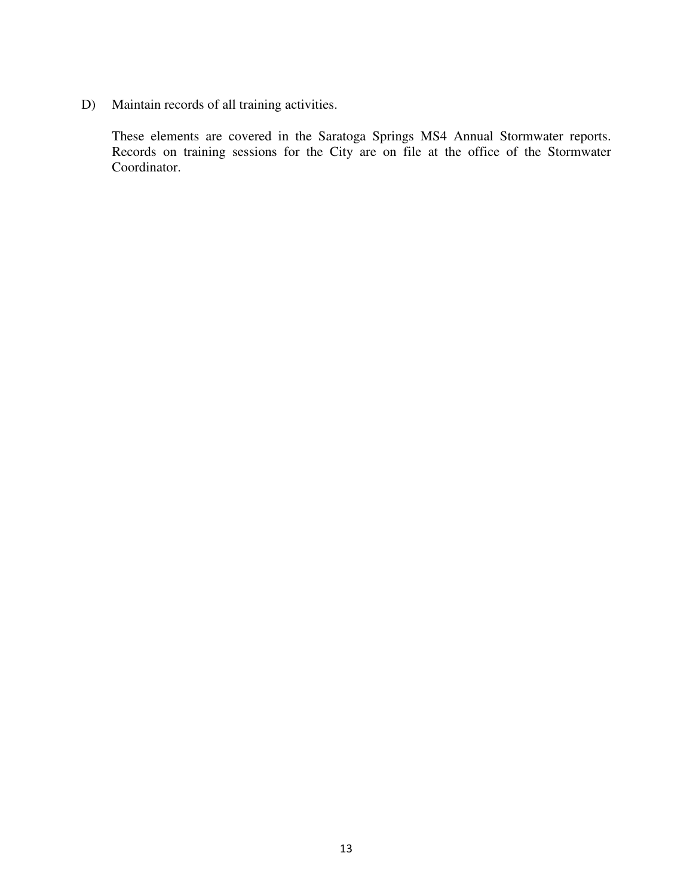D) Maintain records of all training activities.

These elements are covered in the Saratoga Springs MS4 Annual Stormwater reports. Records on training sessions for the City are on file at the office of the Stormwater Coordinator.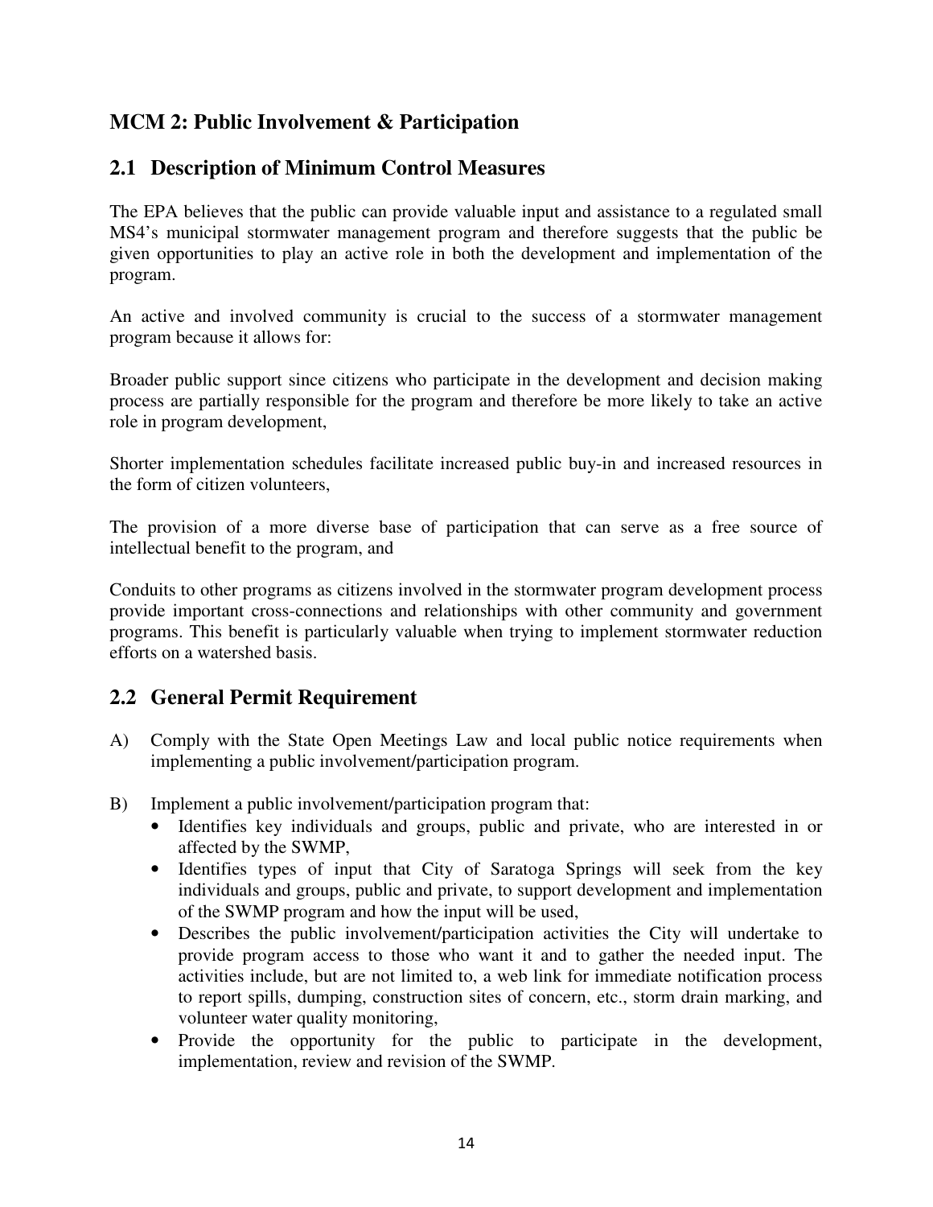## MCM 2: Public Involvement & Participation

## 2.1 Description of Minimum Control Measures

The EPA believes that the public can provide valuable input and assistance to a regulated small MS4's municipal stormwater management program and therefore suggests that the public be given opportunities to play an active role in both the development and implementation of the program.

An active and involved community is crucial to the success of a stormwater management program because it allows for:

Broader public support since citizens who participate in the development and decision making process are partially responsible for the program and therefore be more likely to take an active role in program development,

Shorter implementation schedules facilitate increased public buy-in and increased resources in the form of citizen volunteers,

The provision of a more diverse base of participation that can serve as a free source of intellectual benefit to the program, and

Conduits to other programs as citizens involved in the stormwater program development process provide important cross-connections and relationships with other community and government programs. This benefit is particularly valuable when trying to implement stormwater reduction efforts on a watershed basis.

## 2.2 General Permit Requirement

A) Comply with the State Open Meetings Law and local public notice requirements when implementing a public involvement/participation program.

B) Implement a public involvement/participation program that:
   - Identifies key individuals and groups, public and private, who are interested in or affected by the SWMP,
   - Identifies types of input that City of Saratoga Springs will seek from the key individuals and groups, public and private, to support development and implementation of the SWMP program and how the input will be used,
   - Describes the public involvement/participation activities the City will undertake to provide program access to those who want it and to gather the needed input. The activities include, but are not limited to, a web link for immediate notification process to report spills, dumping, construction sites of concern, etc., storm drain marking, and volunteer water quality monitoring,
   - Provide the opportunity for the public to participate in the development, implementation, review and revision of the SWMP.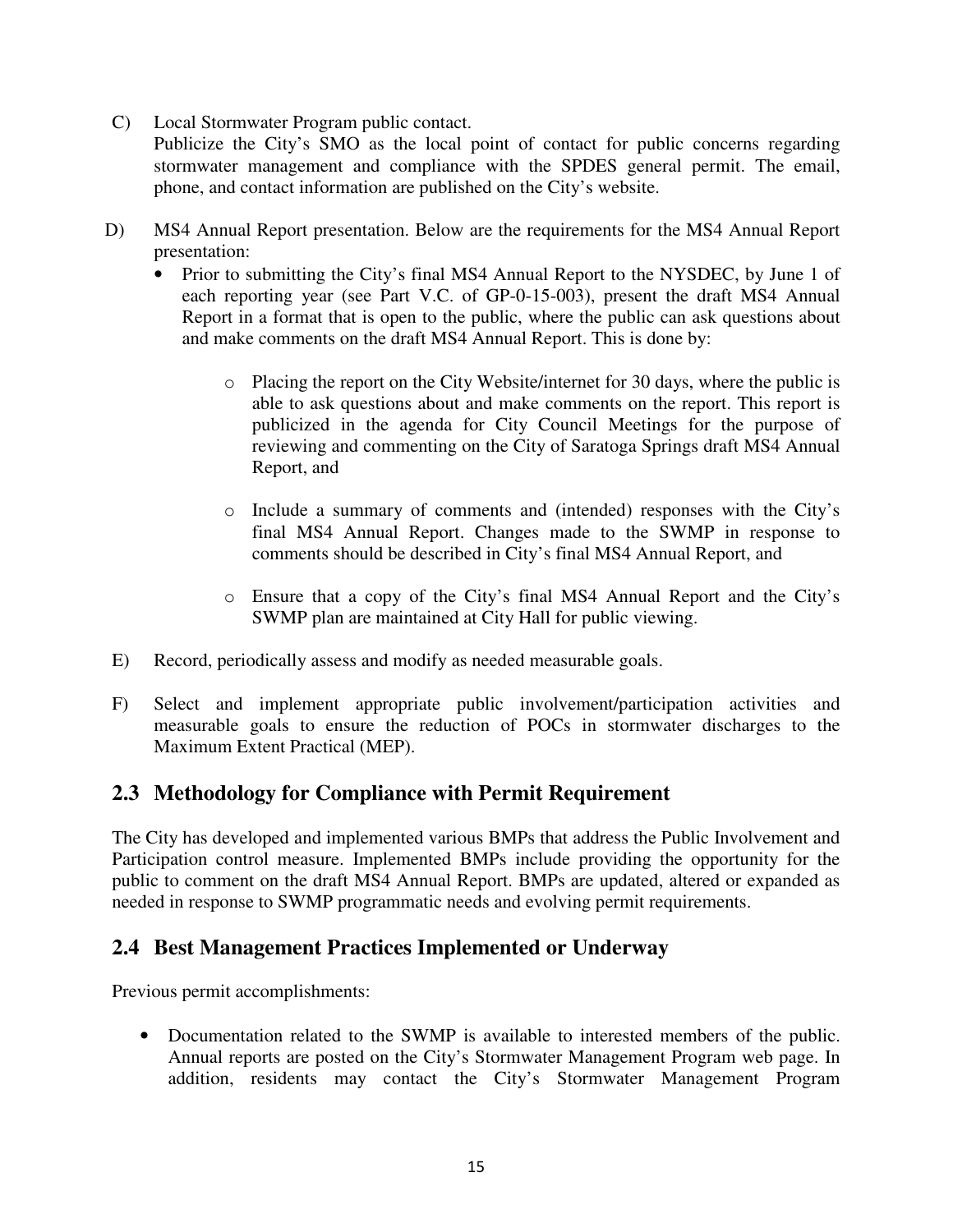C) Local Stormwater Program public contact.
Publicize the City's SMO as the local point of contact for public concerns regarding stormwater management and compliance with the SPDES general permit. The email, phone, and contact information are published on the City's website.

D) MS4 Annual Report presentation. Below are the requirements for the MS4 Annual Report presentation:

- Prior to submitting the City's final MS4 Annual Report to the NYSDEC, by June 1 of each reporting year (see Part V.C. of GP-0-15-003), present the draft MS4 Annual Report in a format that is open to the public, where the public can ask questions about and make comments on the draft MS4 Annual Report. This is done by:

    - Placing the report on the City Website/internet for 30 days, where the public is able to ask questions about and make comments on the report. This report is publicized in the agenda for City Council Meetings for the purpose of reviewing and commenting on the City of Saratoga Springs draft MS4 Annual Report, and

    - Include a summary of comments and (intended) responses with the City's final MS4 Annual Report. Changes made to the SWMP in response to comments should be described in City's final MS4 Annual Report, and

    - Ensure that a copy of the City's final MS4 Annual Report and the City's SWMP plan are maintained at City Hall for public viewing.

E) Record, periodically assess and modify as needed measurable goals.

F) Select and implement appropriate public involvement/participation activities and measurable goals to ensure the reduction of POCs in stormwater discharges to the Maximum Extent Practical (MEP).

## 2.3 Methodology for Compliance with Permit Requirement

The City has developed and implemented various BMPs that address the Public Involvement and Participation control measure. Implemented BMPs include providing the opportunity for the public to comment on the draft MS4 Annual Report. BMPs are updated, altered or expanded as needed in response to SWMP programmatic needs and evolving permit requirements.

## 2.4 Best Management Practices Implemented or Underway

Previous permit accomplishments:

- Documentation related to the SWMP is available to interested members of the public. Annual reports are posted on the City's Stormwater Management Program web page. In addition, residents may contact the City's Stormwater Management Program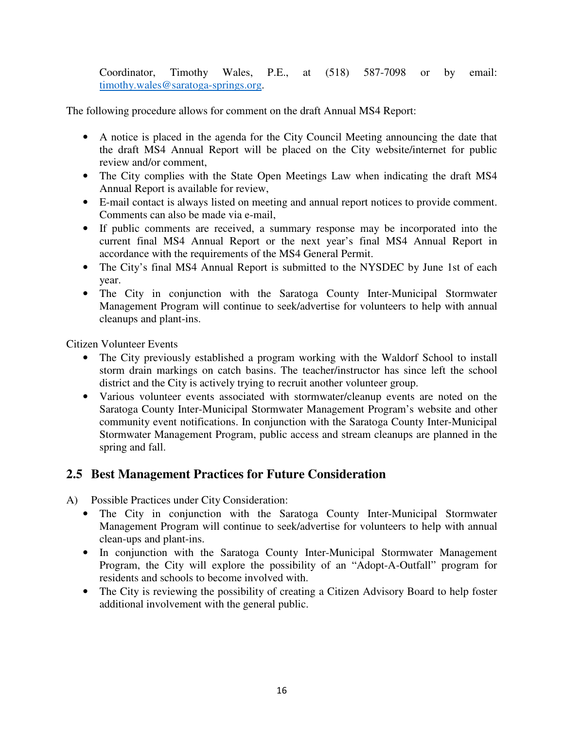Coordinator, Timothy Wales, P.E., at (518) 587-7098 or by email: timothy.wales@saratoga-springs.org.

The following procedure allows for comment on the draft Annual MS4 Report:

- A notice is placed in the agenda for the City Council Meeting announcing the date that the draft MS4 Annual Report will be placed on the City website/internet for public review and/or comment,
- The City complies with the State Open Meetings Law when indicating the draft MS4 Annual Report is available for review,
- E-mail contact is always listed on meeting and annual report notices to provide comment. Comments can also be made via e-mail,
- If public comments are received, a summary response may be incorporated into the current final MS4 Annual Report or the next year's final MS4 Annual Report in accordance with the requirements of the MS4 General Permit.
- The City's final MS4 Annual Report is submitted to the NYSDEC by June 1st of each year.
- The City in conjunction with the Saratoga County Inter-Municipal Stormwater Management Program will continue to seek/advertise for volunteers to help with annual cleanups and plant-ins.

Citizen Volunteer Events

- The City previously established a program working with the Waldorf School to install storm drain markings on catch basins. The teacher/instructor has since left the school district and the City is actively trying to recruit another volunteer group.
- Various volunteer events associated with stormwater/cleanup events are noted on the Saratoga County Inter-Municipal Stormwater Management Program's website and other community event notifications. In conjunction with the Saratoga County Inter-Municipal Stormwater Management Program, public access and stream cleanups are planned in the spring and fall.

## 2.5 Best Management Practices for Future Consideration

A) Possible Practices under City Consideration:

- The City in conjunction with the Saratoga County Inter-Municipal Stormwater Management Program will continue to seek/advertise for volunteers to help with annual clean-ups and plant-ins.
- In conjunction with the Saratoga County Inter-Municipal Stormwater Management Program, the City will explore the possibility of an "Adopt-A-Outfall" program for residents and schools to become involved with.
- The City is reviewing the possibility of creating a Citizen Advisory Board to help foster additional involvement with the general public.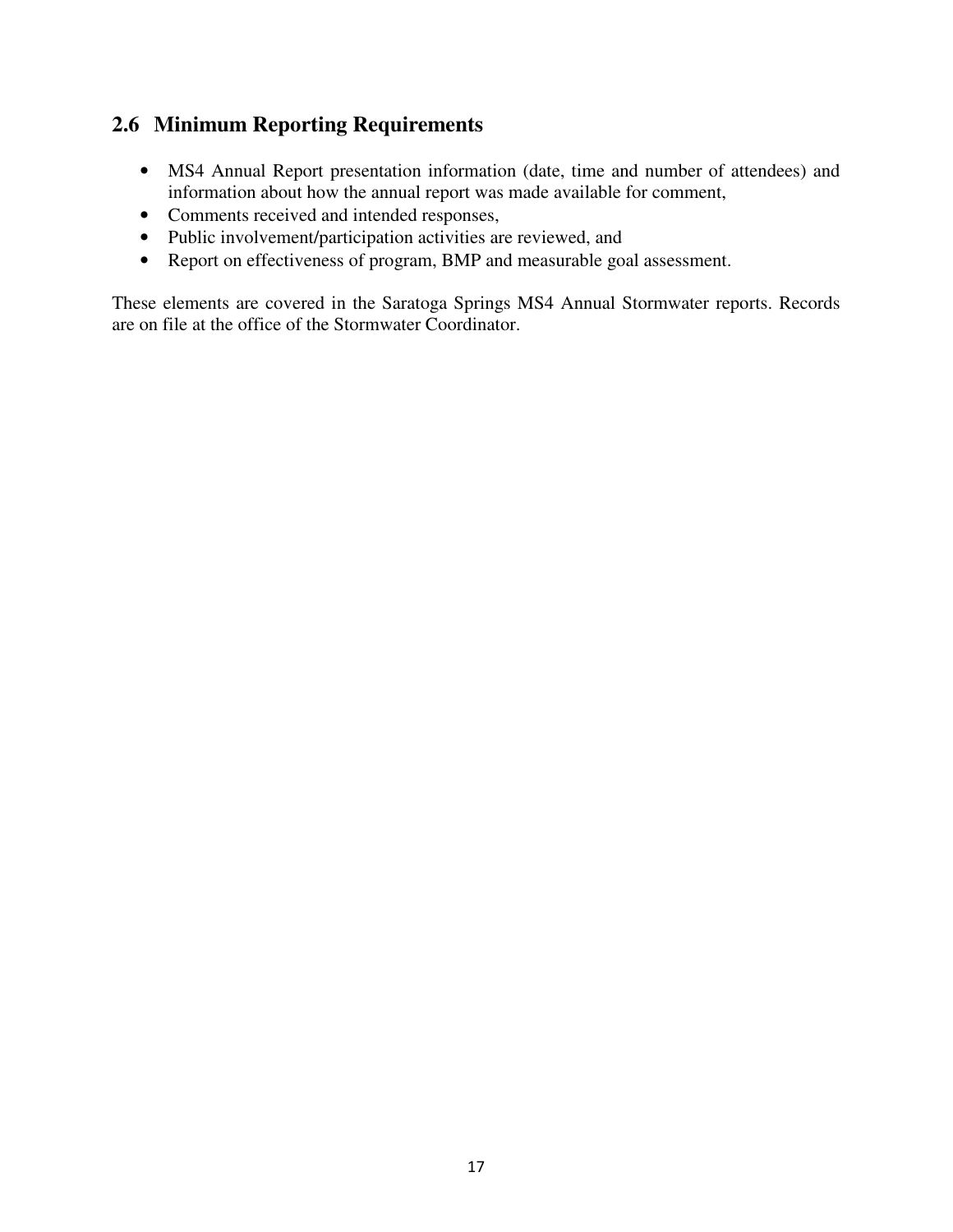## 2.6 Minimum Reporting Requirements

- MS4 Annual Report presentation information (date, time and number of attendees) and information about how the annual report was made available for comment,
- Comments received and intended responses,
- Public involvement/participation activities are reviewed, and
- Report on effectiveness of program, BMP and measurable goal assessment.

These elements are covered in the Saratoga Springs MS4 Annual Stormwater reports. Records are on file at the office of the Stormwater Coordinator.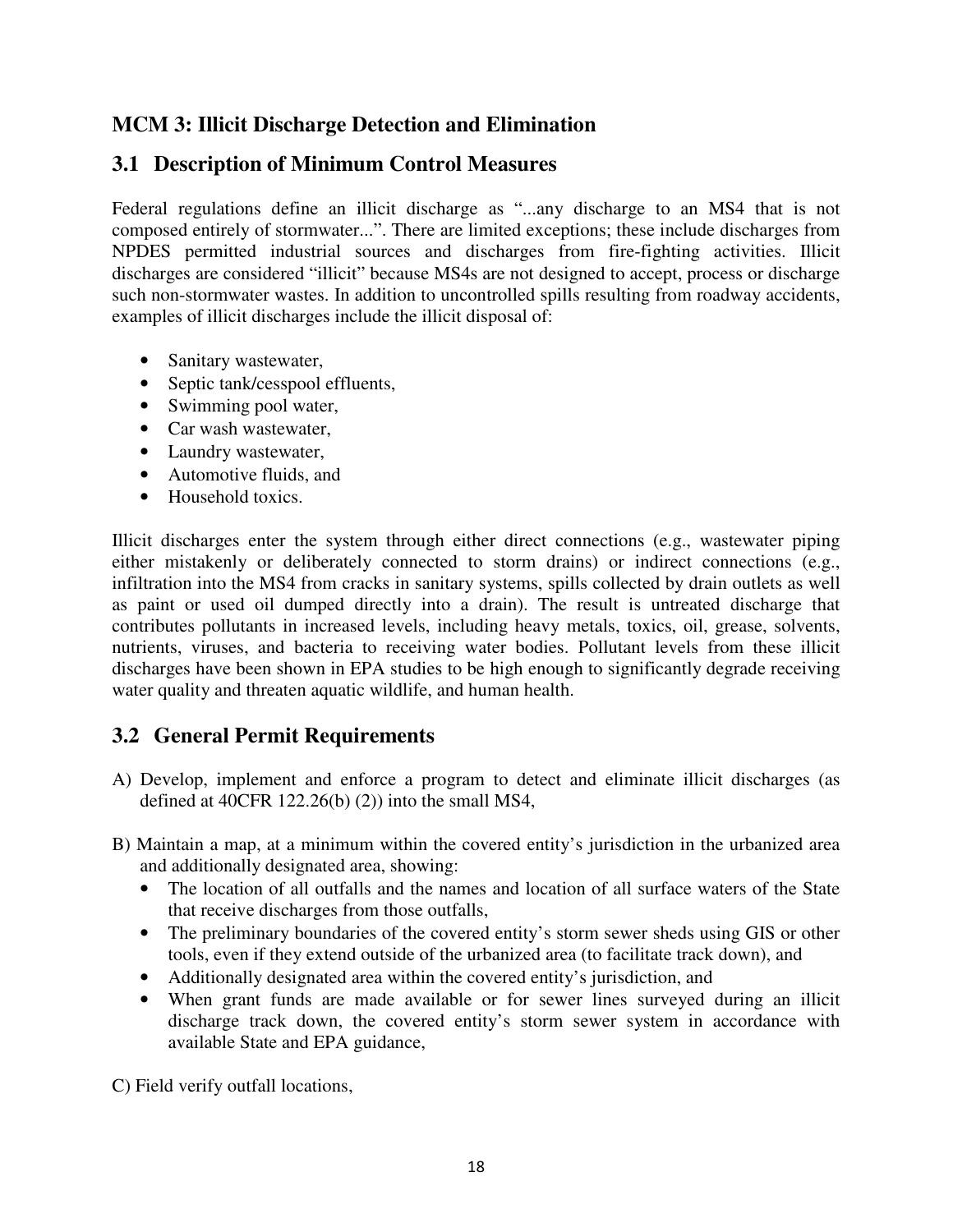## MCM 3: Illicit Discharge Detection and Elimination

## 3.1 Description of Minimum Control Measures

Federal regulations define an illicit discharge as "...any discharge to an MS4 that is not composed entirely of stormwater...". There are limited exceptions; these include discharges from NPDES permitted industrial sources and discharges from fire-fighting activities. Illicit discharges are considered "illicit" because MS4s are not designed to accept, process or discharge such non-stormwater wastes. In addition to uncontrolled spills resulting from roadway accidents, examples of illicit discharges include the illicit disposal of:

- Sanitary wastewater,
- Septic tank/cesspool effluents,
- Swimming pool water,
- Car wash wastewater,
- Laundry wastewater,
- Automotive fluids, and
- Household toxics.

Illicit discharges enter the system through either direct connections (e.g., wastewater piping either mistakenly or deliberately connected to storm drains) or indirect connections (e.g., infiltration into the MS4 from cracks in sanitary systems, spills collected by drain outlets as well as paint or used oil dumped directly into a drain). The result is untreated discharge that contributes pollutants in increased levels, including heavy metals, toxics, oil, grease, solvents, nutrients, viruses, and bacteria to receiving water bodies. Pollutant levels from these illicit discharges have been shown in EPA studies to be high enough to significantly degrade receiving water quality and threaten aquatic wildlife, and human health.

## 3.2 General Permit Requirements

A) Develop, implement and enforce a program to detect and eliminate illicit discharges (as defined at 40CFR 122.26(b) (2)) into the small MS4,

B) Maintain a map, at a minimum within the covered entity's jurisdiction in the urbanized area and additionally designated area, showing:

- The location of all outfalls and the names and location of all surface waters of the State that receive discharges from those outfalls,
- The preliminary boundaries of the covered entity's storm sewer sheds using GIS or other tools, even if they extend outside of the urbanized area (to facilitate track down), and
- Additionally designated area within the covered entity's jurisdiction, and
- When grant funds are made available or for sewer lines surveyed during an illicit discharge track down, the covered entity's storm sewer system in accordance with available State and EPA guidance,

C) Field verify outfall locations,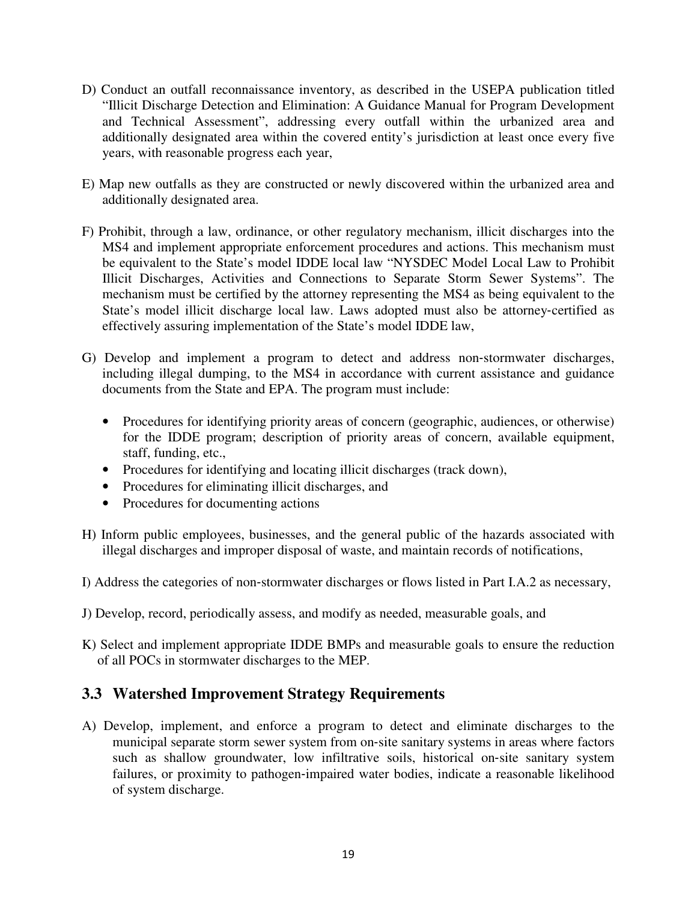D) Conduct an outfall reconnaissance inventory, as described in the USEPA publication titled "Illicit Discharge Detection and Elimination: A Guidance Manual for Program Development and Technical Assessment", addressing every outfall within the urbanized area and additionally designated area within the covered entity's jurisdiction at least once every five years, with reasonable progress each year,

E) Map new outfalls as they are constructed or newly discovered within the urbanized area and additionally designated area.

F) Prohibit, through a law, ordinance, or other regulatory mechanism, illicit discharges into the MS4 and implement appropriate enforcement procedures and actions. This mechanism must be equivalent to the State's model IDDE local law "NYSDEC Model Local Law to Prohibit Illicit Discharges, Activities and Connections to Separate Storm Sewer Systems". The mechanism must be certified by the attorney representing the MS4 as being equivalent to the State's model illicit discharge local law. Laws adopted must also be attorney-certified as effectively assuring implementation of the State's model IDDE law,

G) Develop and implement a program to detect and address non-stormwater discharges, including illegal dumping, to the MS4 in accordance with current assistance and guidance documents from the State and EPA. The program must include:

- Procedures for identifying priority areas of concern (geographic, audiences, or otherwise) for the IDDE program; description of priority areas of concern, available equipment, staff, funding, etc.,
- Procedures for identifying and locating illicit discharges (track down),
- Procedures for eliminating illicit discharges, and
- Procedures for documenting actions

H) Inform public employees, businesses, and the general public of the hazards associated with illegal discharges and improper disposal of waste, and maintain records of notifications,

I) Address the categories of non-stormwater discharges or flows listed in Part I.A.2 as necessary,

J) Develop, record, periodically assess, and modify as needed, measurable goals, and

K) Select and implement appropriate IDDE BMPs and measurable goals to ensure the reduction of all POCs in stormwater discharges to the MEP.

## 3.3 Watershed Improvement Strategy Requirements

A) Develop, implement, and enforce a program to detect and eliminate discharges to the municipal separate storm sewer system from on-site sanitary systems in areas where factors such as shallow groundwater, low infiltrative soils, historical on-site sanitary system failures, or proximity to pathogen-impaired water bodies, indicate a reasonable likelihood of system discharge.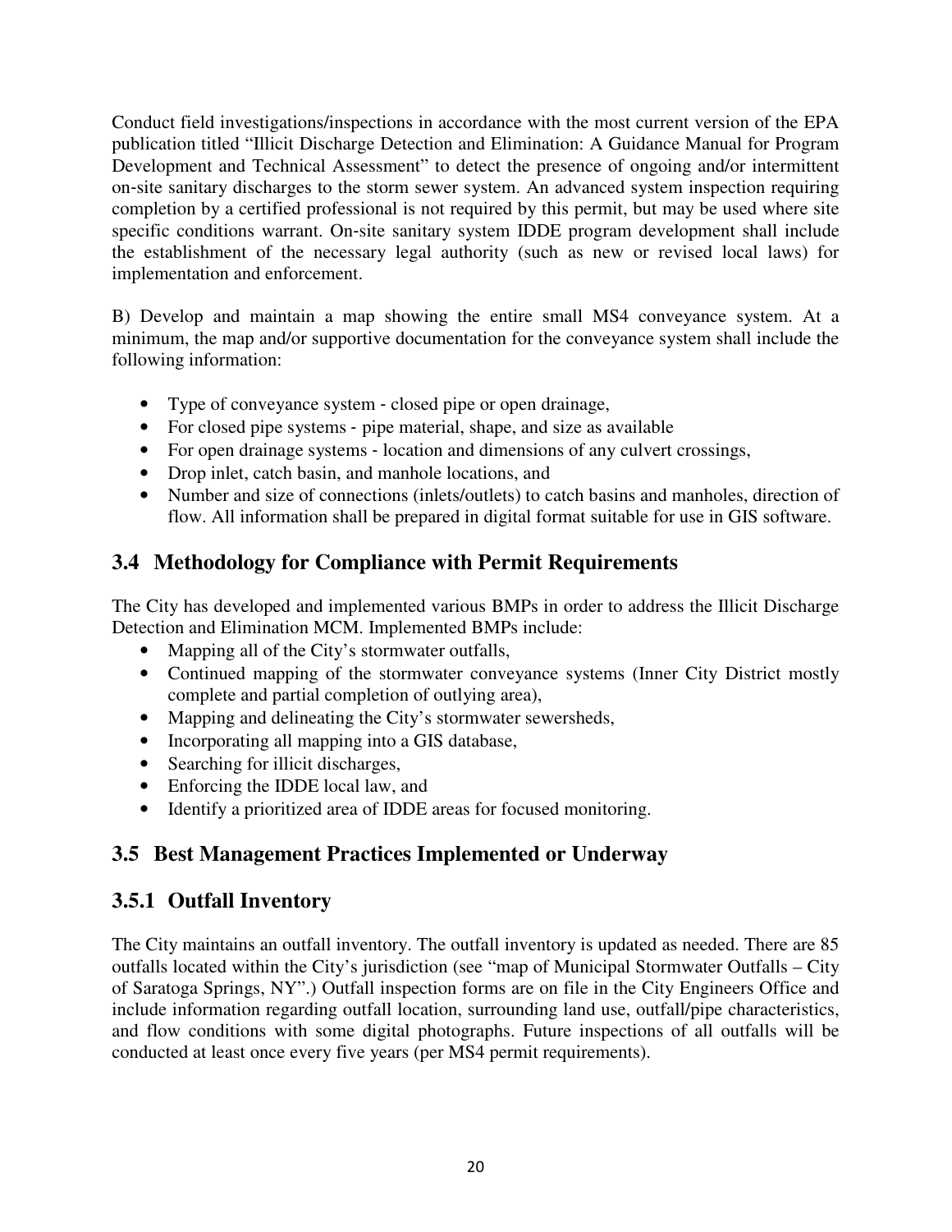Conduct field investigations/inspections in accordance with the most current version of the EPA publication titled "Illicit Discharge Detection and Elimination: A Guidance Manual for Program Development and Technical Assessment" to detect the presence of ongoing and/or intermittent on-site sanitary discharges to the storm sewer system. An advanced system inspection requiring completion by a certified professional is not required by this permit, but may be used where site specific conditions warrant. On-site sanitary system IDDE program development shall include the establishment of the necessary legal authority (such as new or revised local laws) for implementation and enforcement.

B) Develop and maintain a map showing the entire small MS4 conveyance system. At a minimum, the map and/or supportive documentation for the conveyance system shall include the following information:

- Type of conveyance system - closed pipe or open drainage,
- For closed pipe systems - pipe material, shape, and size as available
- For open drainage systems - location and dimensions of any culvert crossings,
- Drop inlet, catch basin, and manhole locations, and
- Number and size of connections (inlets/outlets) to catch basins and manholes, direction of flow. All information shall be prepared in digital format suitable for use in GIS software.

## 3.4 Methodology for Compliance with Permit Requirements

The City has developed and implemented various BMPs in order to address the Illicit Discharge Detection and Elimination MCM. Implemented BMPs include:

- Mapping all of the City's stormwater outfalls,
- Continued mapping of the stormwater conveyance systems (Inner City District mostly complete and partial completion of outlying area),
- Mapping and delineating the City's stormwater sewersheds,
- Incorporating all mapping into a GIS database,
- Searching for illicit discharges,
- Enforcing the IDDE local law, and
- Identify a prioritized area of IDDE areas for focused monitoring.

## 3.5 Best Management Practices Implemented or Underway

### 3.5.1 Outfall Inventory

The City maintains an outfall inventory. The outfall inventory is updated as needed. There are 85 outfalls located within the City's jurisdiction (see "map of Municipal Stormwater Outfalls – City of Saratoga Springs, NY".) Outfall inspection forms are on file in the City Engineers Office and include information regarding outfall location, surrounding land use, outfall/pipe characteristics, and flow conditions with some digital photographs. Future inspections of all outfalls will be conducted at least once every five years (per MS4 permit requirements).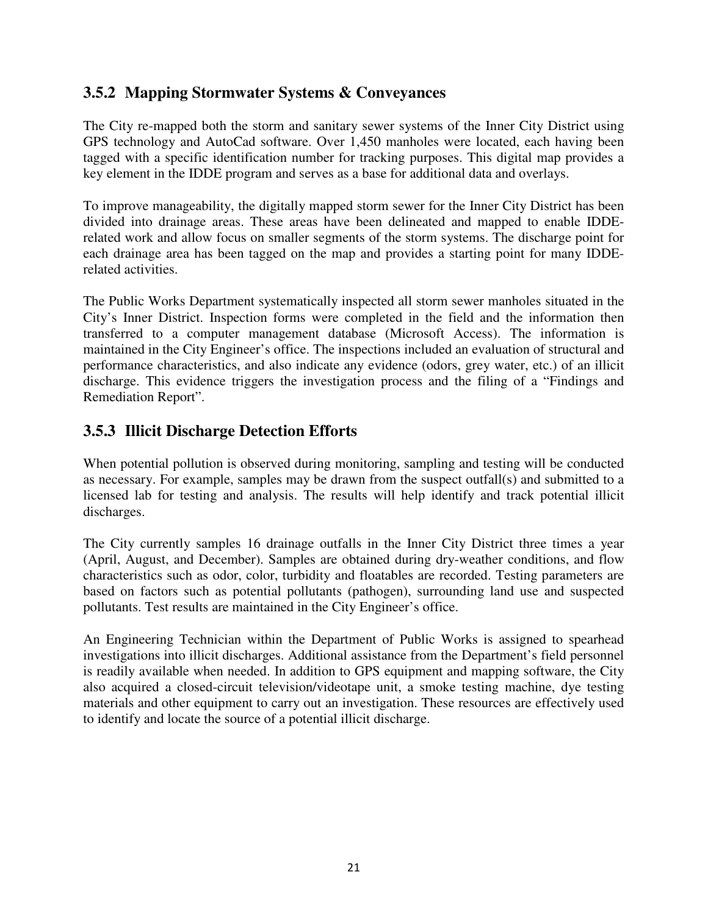### 3.5.2 Mapping Stormwater Systems & Conveyances

The City re-mapped both the storm and sanitary sewer systems of the Inner City District using GPS technology and AutoCad software. Over 1,450 manholes were located, each having been tagged with a specific identification number for tracking purposes. This digital map provides a key element in the IDDE program and serves as a base for additional data and overlays.

To improve manageability, the digitally mapped storm sewer for the Inner City District has been divided into drainage areas. These areas have been delineated and mapped to enable IDDE-related work and allow focus on smaller segments of the storm systems. The discharge point for each drainage area has been tagged on the map and provides a starting point for many IDDE-related activities.

The Public Works Department systematically inspected all storm sewer manholes situated in the City's Inner District. Inspection forms were completed in the field and the information then transferred to a computer management database (Microsoft Access). The information is maintained in the City Engineer's office. The inspections included an evaluation of structural and performance characteristics, and also indicate any evidence (odors, grey water, etc.) of an illicit discharge. This evidence triggers the investigation process and the filing of a "Findings and Remediation Report".

### 3.5.3 Illicit Discharge Detection Efforts

When potential pollution is observed during monitoring, sampling and testing will be conducted as necessary. For example, samples may be drawn from the suspect outfall(s) and submitted to a licensed lab for testing and analysis. The results will help identify and track potential illicit discharges.

The City currently samples 16 drainage outfalls in the Inner City District three times a year (April, August, and December). Samples are obtained during dry-weather conditions, and flow characteristics such as odor, color, turbidity and floatables are recorded. Testing parameters are based on factors such as potential pollutants (pathogen), surrounding land use and suspected pollutants. Test results are maintained in the City Engineer's office.

An Engineering Technician within the Department of Public Works is assigned to spearhead investigations into illicit discharges. Additional assistance from the Department's field personnel is readily available when needed. In addition to GPS equipment and mapping software, the City also acquired a closed-circuit television/videotape unit, a smoke testing machine, dye testing materials and other equipment to carry out an investigation. These resources are effectively used to identify and locate the source of a potential illicit discharge.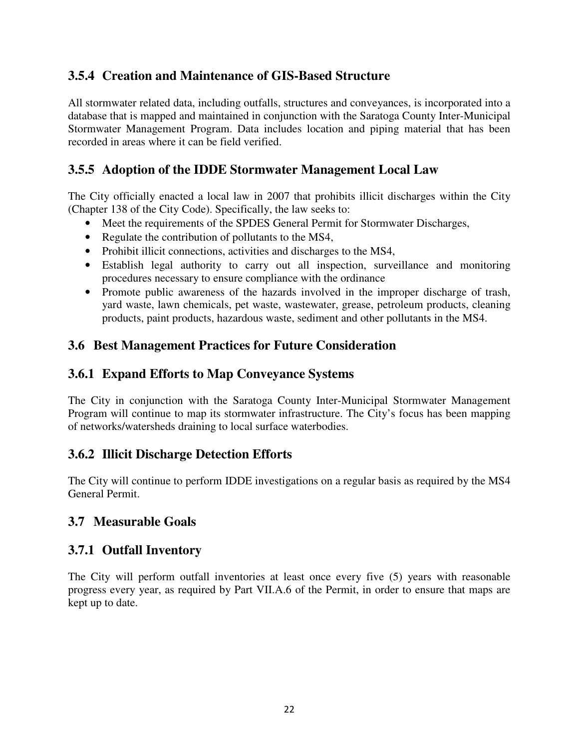### 3.5.4 Creation and Maintenance of GIS-Based Structure

All stormwater related data, including outfalls, structures and conveyances, is incorporated into a database that is mapped and maintained in conjunction with the Saratoga County Inter-Municipal Stormwater Management Program. Data includes location and piping material that has been recorded in areas where it can be field verified.

### 3.5.5 Adoption of the IDDE Stormwater Management Local Law

The City officially enacted a local law in 2007 that prohibits illicit discharges within the City (Chapter 138 of the City Code). Specifically, the law seeks to:

- Meet the requirements of the SPDES General Permit for Stormwater Discharges,
- Regulate the contribution of pollutants to the MS4,
- Prohibit illicit connections, activities and discharges to the MS4,
- Establish legal authority to carry out all inspection, surveillance and monitoring procedures necessary to ensure compliance with the ordinance
- Promote public awareness of the hazards involved in the improper discharge of trash, yard waste, lawn chemicals, pet waste, wastewater, grease, petroleum products, cleaning products, paint products, hazardous waste, sediment and other pollutants in the MS4.

## 3.6 Best Management Practices for Future Consideration

### 3.6.1 Expand Efforts to Map Conveyance Systems

The City in conjunction with the Saratoga County Inter-Municipal Stormwater Management Program will continue to map its stormwater infrastructure. The City's focus has been mapping of networks/watersheds draining to local surface waterbodies.

### 3.6.2 Illicit Discharge Detection Efforts

The City will continue to perform IDDE investigations on a regular basis as required by the MS4 General Permit.

## 3.7 Measurable Goals

### 3.7.1 Outfall Inventory

The City will perform outfall inventories at least once every five (5) years with reasonable progress every year, as required by Part VII.A.6 of the Permit, in order to ensure that maps are kept up to date.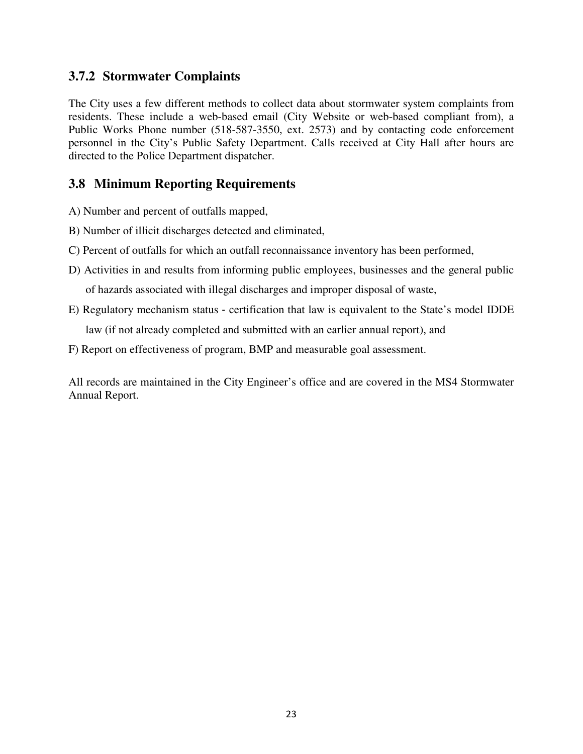### 3.7.2 Stormwater Complaints

The City uses a few different methods to collect data about stormwater system complaints from residents. These include a web-based email (City Website or web-based compliant from), a Public Works Phone number (518-587-3550, ext. 2573) and by contacting code enforcement personnel in the City's Public Safety Department. Calls received at City Hall after hours are directed to the Police Department dispatcher.

## 3.8 Minimum Reporting Requirements

A) Number and percent of outfalls mapped,

B) Number of illicit discharges detected and eliminated,

C) Percent of outfalls for which an outfall reconnaissance inventory has been performed,

D) Activities in and results from informing public employees, businesses and the general public of hazards associated with illegal discharges and improper disposal of waste,

E) Regulatory mechanism status - certification that law is equivalent to the State's model IDDE law (if not already completed and submitted with an earlier annual report), and

F) Report on effectiveness of program, BMP and measurable goal assessment.

All records are maintained in the City Engineer's office and are covered in the MS4 Stormwater Annual Report.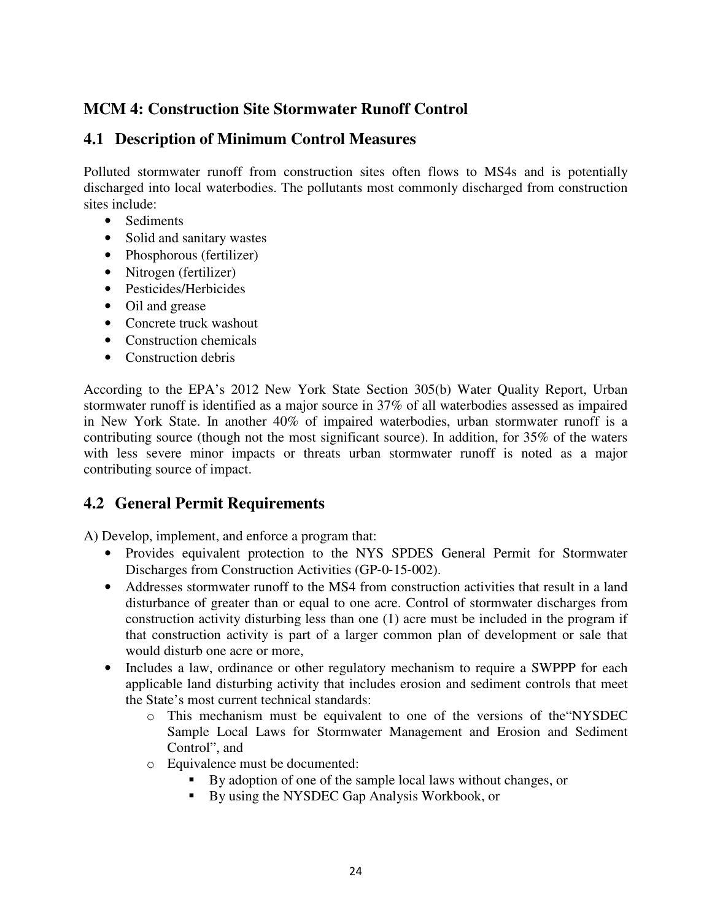## MCM 4: Construction Site Stormwater Runoff Control

## 4.1 Description of Minimum Control Measures

Polluted stormwater runoff from construction sites often flows to MS4s and is potentially discharged into local waterbodies. The pollutants most commonly discharged from construction sites include:

- Sediments
- Solid and sanitary wastes
- Phosphorous (fertilizer)
- Nitrogen (fertilizer)
- Pesticides/Herbicides
- Oil and grease
- Concrete truck washout
- Construction chemicals
- Construction debris

According to the EPA's 2012 New York State Section 305(b) Water Quality Report, Urban stormwater runoff is identified as a major source in 37% of all waterbodies assessed as impaired in New York State. In another 40% of impaired waterbodies, urban stormwater runoff is a contributing source (though not the most significant source). In addition, for 35% of the waters with less severe minor impacts or threats urban stormwater runoff is noted as a major contributing source of impact.

## 4.2 General Permit Requirements

A) Develop, implement, and enforce a program that:

- Provides equivalent protection to the NYS SPDES General Permit for Stormwater Discharges from Construction Activities (GP-0-15-002).
- Addresses stormwater runoff to the MS4 from construction activities that result in a land disturbance of greater than or equal to one acre. Control of stormwater discharges from construction activity disturbing less than one (1) acre must be included in the program if that construction activity is part of a larger common plan of development or sale that would disturb one acre or more,
- Includes a law, ordinance or other regulatory mechanism to require a SWPPP for each applicable land disturbing activity that includes erosion and sediment controls that meet the State's most current technical standards:
    - This mechanism must be equivalent to one of the versions of the"NYSDEC Sample Local Laws for Stormwater Management and Erosion and Sediment Control", and
    - Equivalence must be documented:
        - By adoption of one of the sample local laws without changes, or
        - By using the NYSDEC Gap Analysis Workbook, or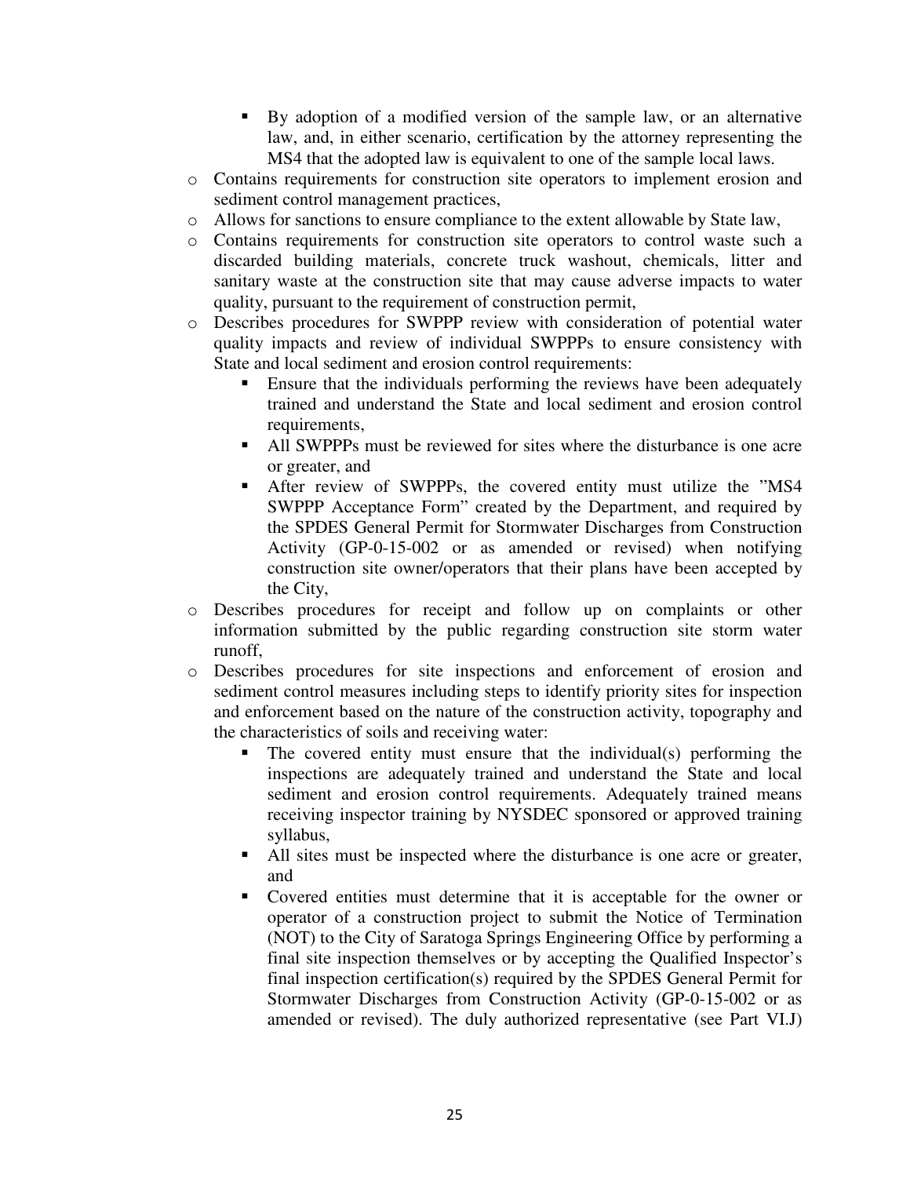- By adoption of a modified version of the sample law, or an alternative law, and, in either scenario, certification by the attorney representing the MS4 that the adopted law is equivalent to one of the sample local laws.
- Contains requirements for construction site operators to implement erosion and sediment control management practices,
- Allows for sanctions to ensure compliance to the extent allowable by State law,
- Contains requirements for construction site operators to control waste such a discarded building materials, concrete truck washout, chemicals, litter and sanitary waste at the construction site that may cause adverse impacts to water quality, pursuant to the requirement of construction permit,
- Describes procedures for SWPPP review with consideration of potential water quality impacts and review of individual SWPPPs to ensure consistency with State and local sediment and erosion control requirements:
    - Ensure that the individuals performing the reviews have been adequately trained and understand the State and local sediment and erosion control requirements,
    - All SWPPPs must be reviewed for sites where the disturbance is one acre or greater, and
    - After review of SWPPPs, the covered entity must utilize the "MS4 SWPPP Acceptance Form" created by the Department, and required by the SPDES General Permit for Stormwater Discharges from Construction Activity (GP-0-15-002 or as amended or revised) when notifying construction site owner/operators that their plans have been accepted by the City,
- Describes procedures for receipt and follow up on complaints or other information submitted by the public regarding construction site storm water runoff,
- Describes procedures for site inspections and enforcement of erosion and sediment control measures including steps to identify priority sites for inspection and enforcement based on the nature of the construction activity, topography and the characteristics of soils and receiving water:
    - The covered entity must ensure that the individual(s) performing the inspections are adequately trained and understand the State and local sediment and erosion control requirements. Adequately trained means receiving inspector training by NYSDEC sponsored or approved training syllabus,
    - All sites must be inspected where the disturbance is one acre or greater, and
    - Covered entities must determine that it is acceptable for the owner or operator of a construction project to submit the Notice of Termination (NOT) to the City of Saratoga Springs Engineering Office by performing a final site inspection themselves or by accepting the Qualified Inspector's final inspection certification(s) required by the SPDES General Permit for Stormwater Discharges from Construction Activity (GP-0-15-002 or as amended or revised). The duly authorized representative (see Part VI.J)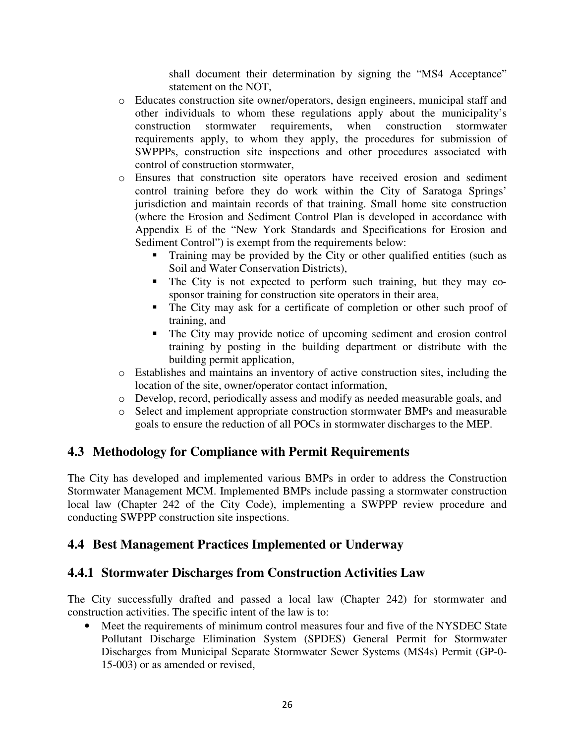shall document their determination by signing the "MS4 Acceptance" statement on the NOT,

- Educates construction site owner/operators, design engineers, municipal staff and other individuals to whom these regulations apply about the municipality's construction stormwater requirements, when construction stormwater requirements apply, to whom they apply, the procedures for submission of SWPPPs, construction site inspections and other procedures associated with control of construction stormwater,
- Ensures that construction site operators have received erosion and sediment control training before they do work within the City of Saratoga Springs' jurisdiction and maintain records of that training. Small home site construction (where the Erosion and Sediment Control Plan is developed in accordance with Appendix E of the "New York Standards and Specifications for Erosion and Sediment Control") is exempt from the requirements below:
  - Training may be provided by the City or other qualified entities (such as Soil and Water Conservation Districts),
  - The City is not expected to perform such training, but they may co-sponsor training for construction site operators in their area,
  - The City may ask for a certificate of completion or other such proof of training, and
  - The City may provide notice of upcoming sediment and erosion control training by posting in the building department or distribute with the building permit application,
- Establishes and maintains an inventory of active construction sites, including the location of the site, owner/operator contact information,
- Develop, record, periodically assess and modify as needed measurable goals, and
- Select and implement appropriate construction stormwater BMPs and measurable goals to ensure the reduction of all POCs in stormwater discharges to the MEP.

## 4.3 Methodology for Compliance with Permit Requirements

The City has developed and implemented various BMPs in order to address the Construction Stormwater Management MCM. Implemented BMPs include passing a stormwater construction local law (Chapter 242 of the City Code), implementing a SWPPP review procedure and conducting SWPPP construction site inspections.

## 4.4 Best Management Practices Implemented or Underway

### 4.4.1 Stormwater Discharges from Construction Activities Law

The City successfully drafted and passed a local law (Chapter 242) for stormwater and construction activities. The specific intent of the law is to:

- Meet the requirements of minimum control measures four and five of the NYSDEC State Pollutant Discharge Elimination System (SPDES) General Permit for Stormwater Discharges from Municipal Separate Stormwater Sewer Systems (MS4s) Permit (GP-0-15-003) or as amended or revised,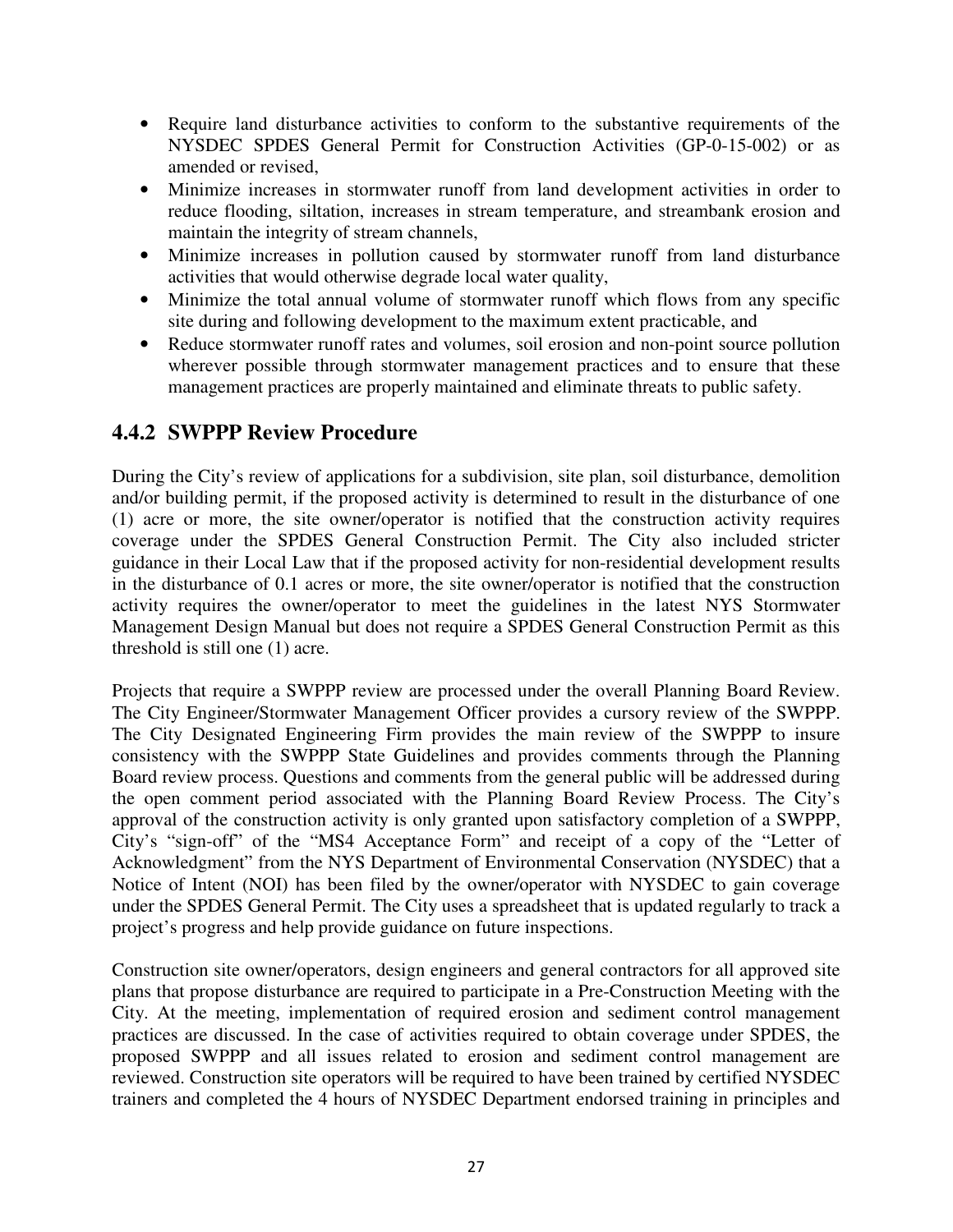- Require land disturbance activities to conform to the substantive requirements of the NYSDEC SPDES General Permit for Construction Activities (GP-0-15-002) or as amended or revised,
- Minimize increases in stormwater runoff from land development activities in order to reduce flooding, siltation, increases in stream temperature, and streambank erosion and maintain the integrity of stream channels,
- Minimize increases in pollution caused by stormwater runoff from land disturbance activities that would otherwise degrade local water quality,
- Minimize the total annual volume of stormwater runoff which flows from any specific site during and following development to the maximum extent practicable, and
- Reduce stormwater runoff rates and volumes, soil erosion and non-point source pollution wherever possible through stormwater management practices and to ensure that these management practices are properly maintained and eliminate threats to public safety.

### 4.4.2 SWPPP Review Procedure

During the City's review of applications for a subdivision, site plan, soil disturbance, demolition and/or building permit, if the proposed activity is determined to result in the disturbance of one (1) acre or more, the site owner/operator is notified that the construction activity requires coverage under the SPDES General Construction Permit. The City also included stricter guidance in their Local Law that if the proposed activity for non-residential development results in the disturbance of 0.1 acres or more, the site owner/operator is notified that the construction activity requires the owner/operator to meet the guidelines in the latest NYS Stormwater Management Design Manual but does not require a SPDES General Construction Permit as this threshold is still one (1) acre.

Projects that require a SWPPP review are processed under the overall Planning Board Review. The City Engineer/Stormwater Management Officer provides a cursory review of the SWPPP. The City Designated Engineering Firm provides the main review of the SWPPP to insure consistency with the SWPPP State Guidelines and provides comments through the Planning Board review process. Questions and comments from the general public will be addressed during the open comment period associated with the Planning Board Review Process. The City's approval of the construction activity is only granted upon satisfactory completion of a SWPPP, City's "sign-off" of the "MS4 Acceptance Form" and receipt of a copy of the "Letter of Acknowledgment" from the NYS Department of Environmental Conservation (NYSDEC) that a Notice of Intent (NOI) has been filed by the owner/operator with NYSDEC to gain coverage under the SPDES General Permit. The City uses a spreadsheet that is updated regularly to track a project's progress and help provide guidance on future inspections.

Construction site owner/operators, design engineers and general contractors for all approved site plans that propose disturbance are required to participate in a Pre-Construction Meeting with the City. At the meeting, implementation of required erosion and sediment control management practices are discussed. In the case of activities required to obtain coverage under SPDES, the proposed SWPPP and all issues related to erosion and sediment control management are reviewed. Construction site operators will be required to have been trained by certified NYSDEC trainers and completed the 4 hours of NYSDEC Department endorsed training in principles and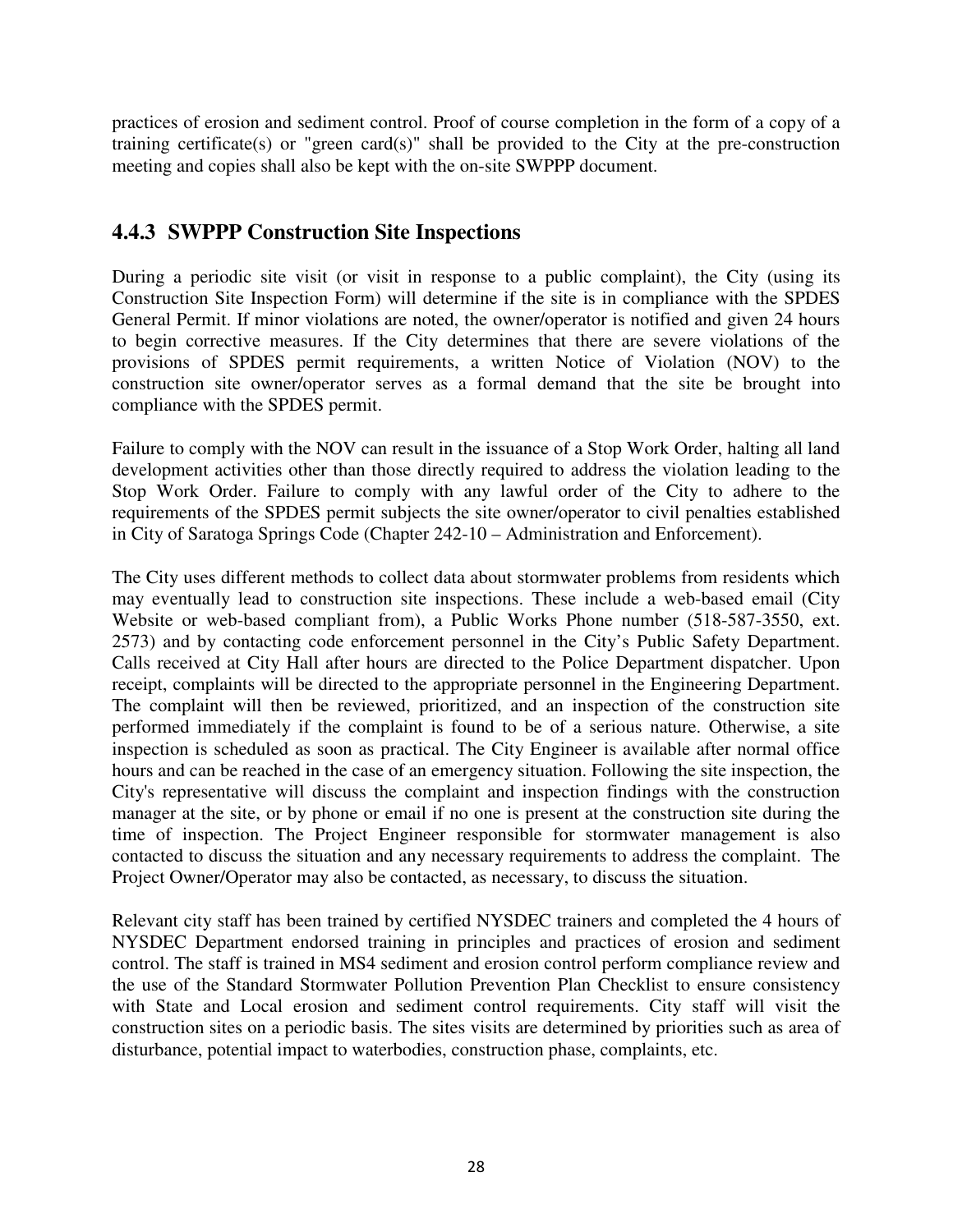practices of erosion and sediment control. Proof of course completion in the form of a copy of a training certificate(s) or "green card(s)" shall be provided to the City at the pre-construction meeting and copies shall also be kept with the on-site SWPPP document.

### 4.4.3 SWPPP Construction Site Inspections

During a periodic site visit (or visit in response to a public complaint), the City (using its Construction Site Inspection Form) will determine if the site is in compliance with the SPDES General Permit. If minor violations are noted, the owner/operator is notified and given 24 hours to begin corrective measures. If the City determines that there are severe violations of the provisions of SPDES permit requirements, a written Notice of Violation (NOV) to the construction site owner/operator serves as a formal demand that the site be brought into compliance with the SPDES permit.

Failure to comply with the NOV can result in the issuance of a Stop Work Order, halting all land development activities other than those directly required to address the violation leading to the Stop Work Order. Failure to comply with any lawful order of the City to adhere to the requirements of the SPDES permit subjects the site owner/operator to civil penalties established in City of Saratoga Springs Code (Chapter 242-10 – Administration and Enforcement).

The City uses different methods to collect data about stormwater problems from residents which may eventually lead to construction site inspections. These include a web-based email (City Website or web-based compliant from), a Public Works Phone number (518-587-3550, ext. 2573) and by contacting code enforcement personnel in the City's Public Safety Department. Calls received at City Hall after hours are directed to the Police Department dispatcher. Upon receipt, complaints will be directed to the appropriate personnel in the Engineering Department. The complaint will then be reviewed, prioritized, and an inspection of the construction site performed immediately if the complaint is found to be of a serious nature. Otherwise, a site inspection is scheduled as soon as practical. The City Engineer is available after normal office hours and can be reached in the case of an emergency situation. Following the site inspection, the City's representative will discuss the complaint and inspection findings with the construction manager at the site, or by phone or email if no one is present at the construction site during the time of inspection. The Project Engineer responsible for stormwater management is also contacted to discuss the situation and any necessary requirements to address the complaint. The Project Owner/Operator may also be contacted, as necessary, to discuss the situation.

Relevant city staff has been trained by certified NYSDEC trainers and completed the 4 hours of NYSDEC Department endorsed training in principles and practices of erosion and sediment control. The staff is trained in MS4 sediment and erosion control perform compliance review and the use of the Standard Stormwater Pollution Prevention Plan Checklist to ensure consistency with State and Local erosion and sediment control requirements. City staff will visit the construction sites on a periodic basis. The sites visits are determined by priorities such as area of disturbance, potential impact to waterbodies, construction phase, complaints, etc.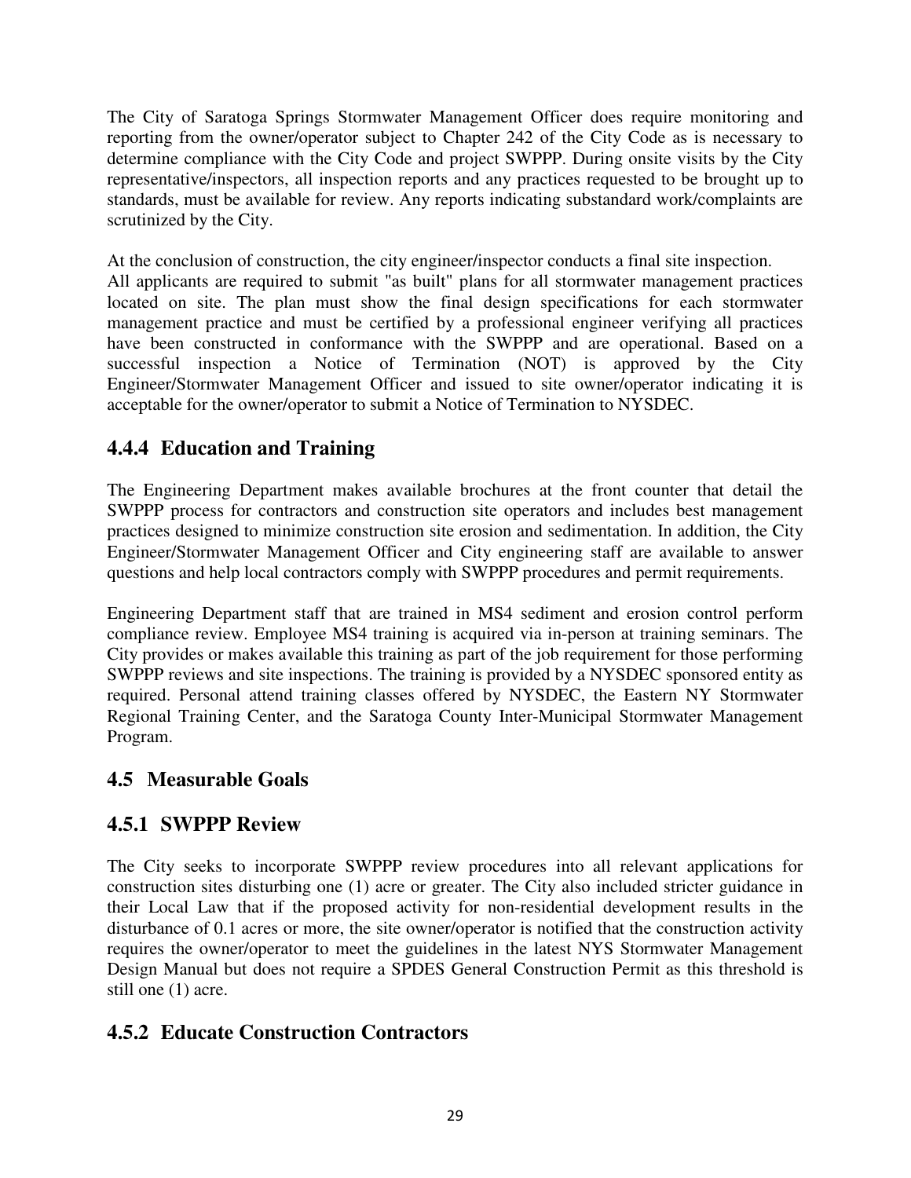The City of Saratoga Springs Stormwater Management Officer does require monitoring and reporting from the owner/operator subject to Chapter 242 of the City Code as is necessary to determine compliance with the City Code and project SWPPP. During onsite visits by the City representative/inspectors, all inspection reports and any practices requested to be brought up to standards, must be available for review. Any reports indicating substandard work/complaints are scrutinized by the City.

At the conclusion of construction, the city engineer/inspector conducts a final site inspection. All applicants are required to submit "as built" plans for all stormwater management practices located on site. The plan must show the final design specifications for each stormwater management practice and must be certified by a professional engineer verifying all practices have been constructed in conformance with the SWPPP and are operational. Based on a successful inspection a Notice of Termination (NOT) is approved by the City Engineer/Stormwater Management Officer and issued to site owner/operator indicating it is acceptable for the owner/operator to submit a Notice of Termination to NYSDEC.

### 4.4.4 Education and Training

The Engineering Department makes available brochures at the front counter that detail the SWPPP process for contractors and construction site operators and includes best management practices designed to minimize construction site erosion and sedimentation. In addition, the City Engineer/Stormwater Management Officer and City engineering staff are available to answer questions and help local contractors comply with SWPPP procedures and permit requirements.

Engineering Department staff that are trained in MS4 sediment and erosion control perform compliance review. Employee MS4 training is acquired via in-person at training seminars. The City provides or makes available this training as part of the job requirement for those performing SWPPP reviews and site inspections. The training is provided by a NYSDEC sponsored entity as required. Personal attend training classes offered by NYSDEC, the Eastern NY Stormwater Regional Training Center, and the Saratoga County Inter-Municipal Stormwater Management Program.

## 4.5 Measurable Goals

### 4.5.1 SWPPP Review

The City seeks to incorporate SWPPP review procedures into all relevant applications for construction sites disturbing one (1) acre or greater. The City also included stricter guidance in their Local Law that if the proposed activity for non-residential development results in the disturbance of 0.1 acres or more, the site owner/operator is notified that the construction activity requires the owner/operator to meet the guidelines in the latest NYS Stormwater Management Design Manual but does not require a SPDES General Construction Permit as this threshold is still one (1) acre.

### 4.5.2 Educate Construction Contractors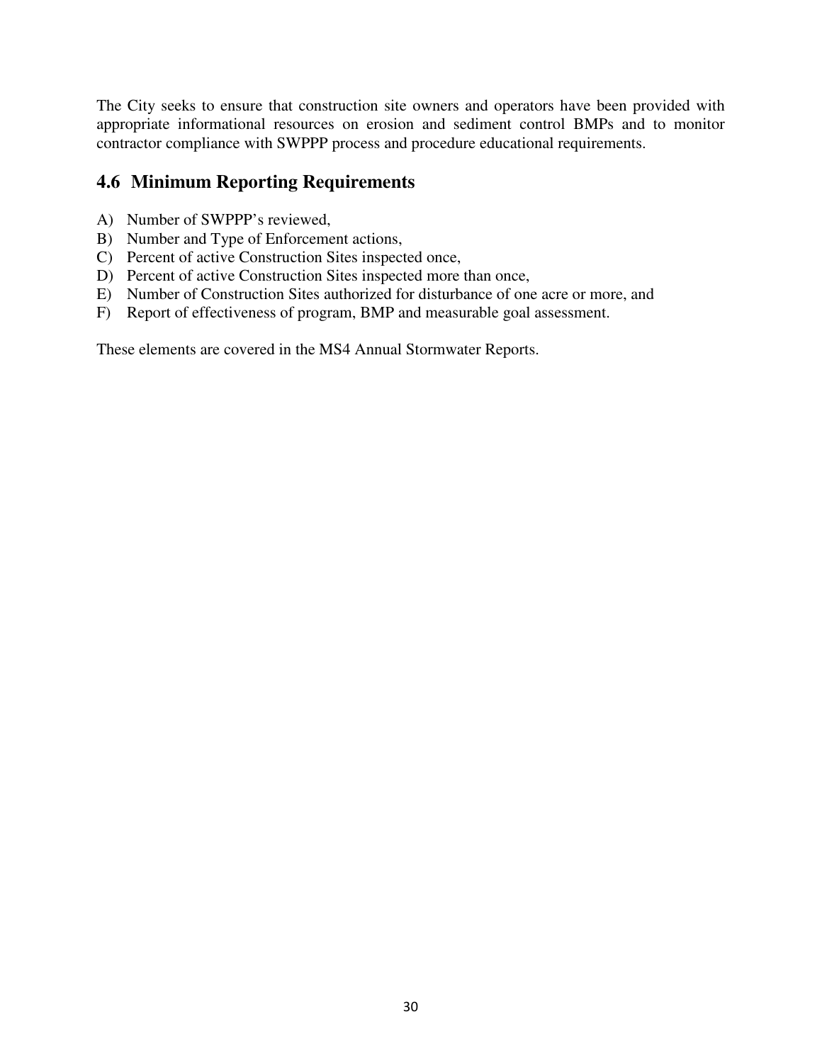The City seeks to ensure that construction site owners and operators have been provided with appropriate informational resources on erosion and sediment control BMPs and to monitor contractor compliance with SWPPP process and procedure educational requirements.

## 4.6 Minimum Reporting Requirements

A) Number of SWPPP's reviewed,
B) Number and Type of Enforcement actions,
C) Percent of active Construction Sites inspected once,
D) Percent of active Construction Sites inspected more than once,
E) Number of Construction Sites authorized for disturbance of one acre or more, and
F) Report of effectiveness of program, BMP and measurable goal assessment.

These elements are covered in the MS4 Annual Stormwater Reports.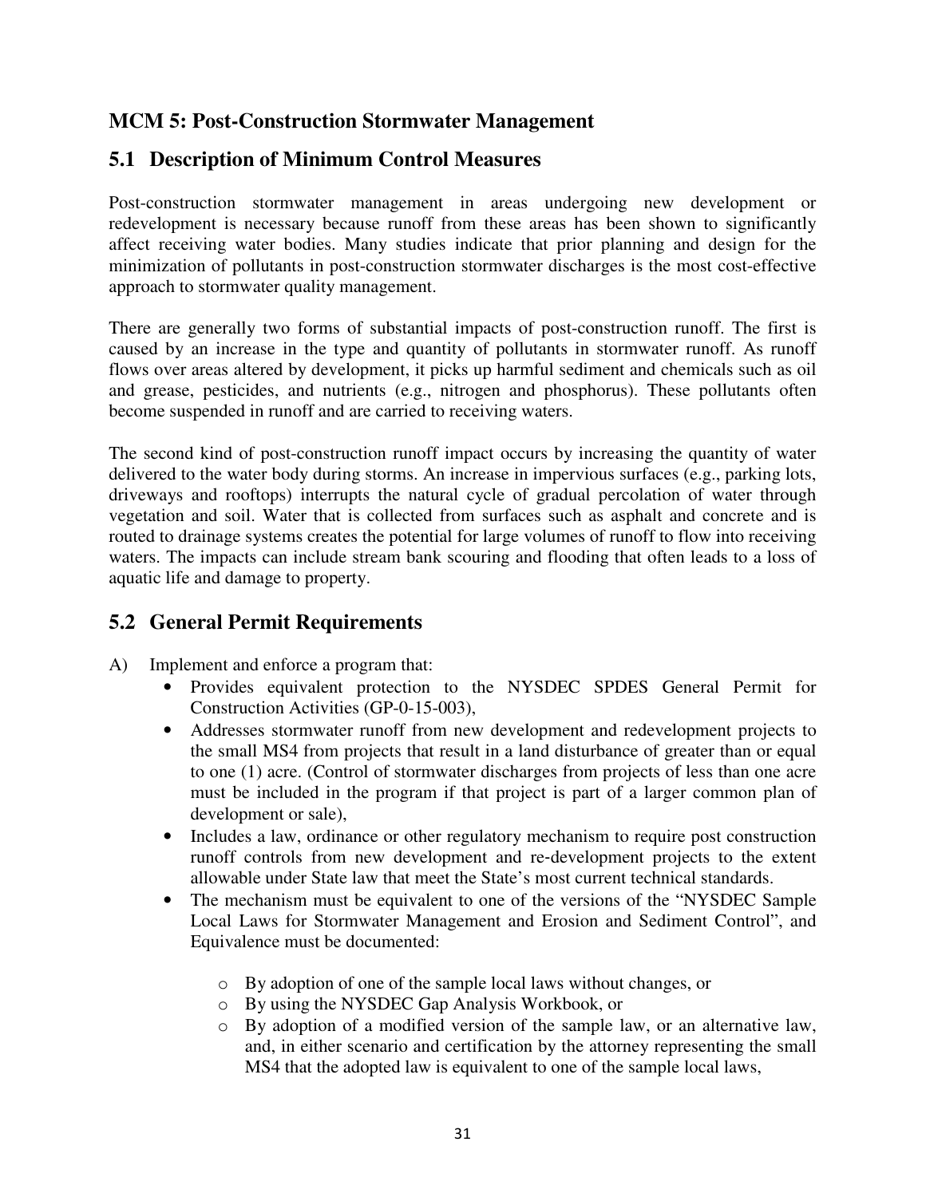## MCM 5: Post-Construction Stormwater Management

## 5.1 Description of Minimum Control Measures

Post-construction stormwater management in areas undergoing new development or redevelopment is necessary because runoff from these areas has been shown to significantly affect receiving water bodies. Many studies indicate that prior planning and design for the minimization of pollutants in post-construction stormwater discharges is the most cost-effective approach to stormwater quality management.

There are generally two forms of substantial impacts of post-construction runoff. The first is caused by an increase in the type and quantity of pollutants in stormwater runoff. As runoff flows over areas altered by development, it picks up harmful sediment and chemicals such as oil and grease, pesticides, and nutrients (e.g., nitrogen and phosphorus). These pollutants often become suspended in runoff and are carried to receiving waters.

The second kind of post-construction runoff impact occurs by increasing the quantity of water delivered to the water body during storms. An increase in impervious surfaces (e.g., parking lots, driveways and rooftops) interrupts the natural cycle of gradual percolation of water through vegetation and soil. Water that is collected from surfaces such as asphalt and concrete and is routed to drainage systems creates the potential for large volumes of runoff to flow into receiving waters. The impacts can include stream bank scouring and flooding that often leads to a loss of aquatic life and damage to property.

## 5.2 General Permit Requirements

A) Implement and enforce a program that:
   - Provides equivalent protection to the NYSDEC SPDES General Permit for Construction Activities (GP-0-15-003),
   - Addresses stormwater runoff from new development and redevelopment projects to the small MS4 from projects that result in a land disturbance of greater than or equal to one (1) acre. (Control of stormwater discharges from projects of less than one acre must be included in the program if that project is part of a larger common plan of development or sale),
   - Includes a law, ordinance or other regulatory mechanism to require post construction runoff controls from new development and re-development projects to the extent allowable under State law that meet the State's most current technical standards.
   - The mechanism must be equivalent to one of the versions of the "NYSDEC Sample Local Laws for Stormwater Management and Erosion and Sediment Control", and Equivalence must be documented:
     - By adoption of one of the sample local laws without changes, or
     - By using the NYSDEC Gap Analysis Workbook, or
     - By adoption of a modified version of the sample law, or an alternative law, and, in either scenario and certification by the attorney representing the small MS4 that the adopted law is equivalent to one of the sample local laws,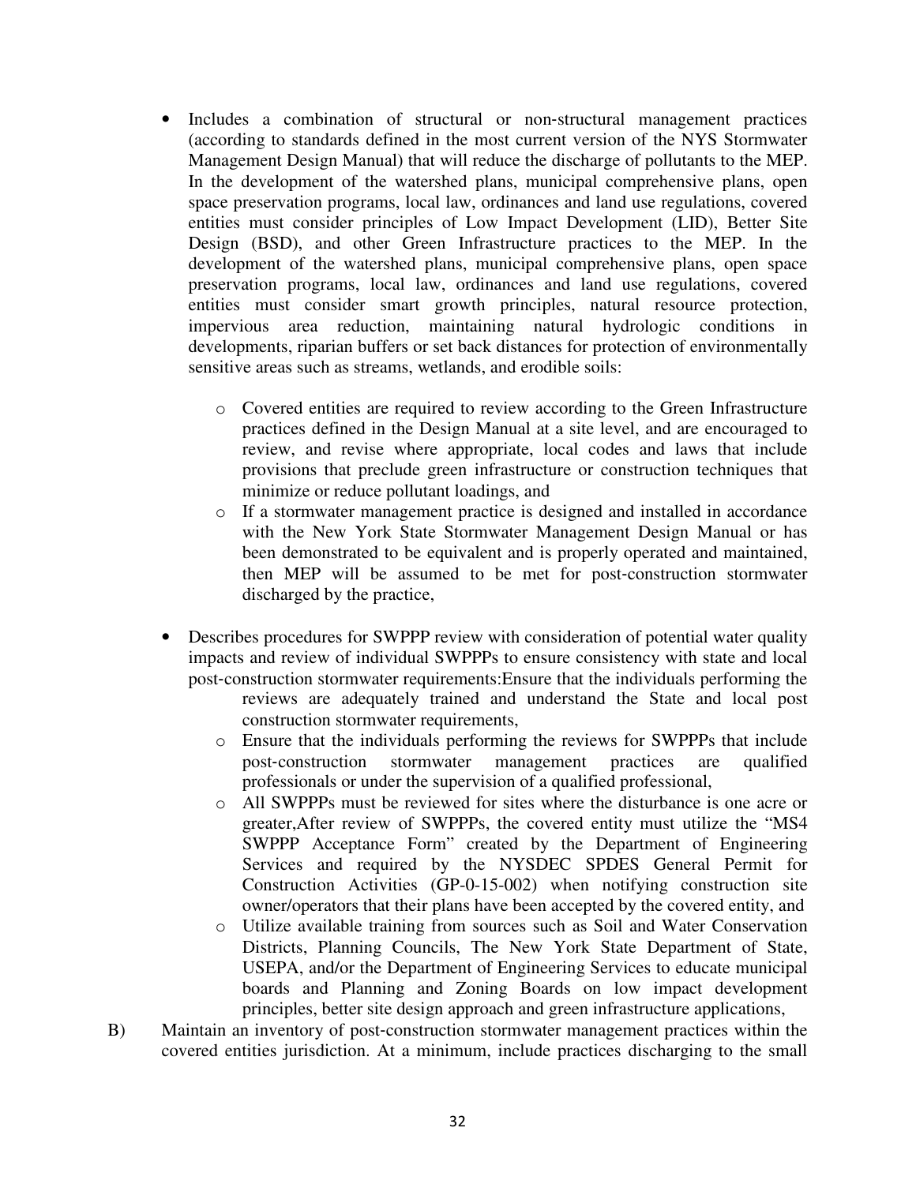- Includes a combination of structural or non-structural management practices (according to standards defined in the most current version of the NYS Stormwater Management Design Manual) that will reduce the discharge of pollutants to the MEP. In the development of the watershed plans, municipal comprehensive plans, open space preservation programs, local law, ordinances and land use regulations, covered entities must consider principles of Low Impact Development (LID), Better Site Design (BSD), and other Green Infrastructure practices to the MEP. In the development of the watershed plans, municipal comprehensive plans, open space preservation programs, local law, ordinances and land use regulations, covered entities must consider smart growth principles, natural resource protection, impervious area reduction, maintaining natural hydrologic conditions in developments, riparian buffers or set back distances for protection of environmentally sensitive areas such as streams, wetlands, and erodible soils:
    - Covered entities are required to review according to the Green Infrastructure practices defined in the Design Manual at a site level, and are encouraged to review, and revise where appropriate, local codes and laws that include provisions that preclude green infrastructure or construction techniques that minimize or reduce pollutant loadings, and
    - If a stormwater management practice is designed and installed in accordance with the New York State Stormwater Management Design Manual or has been demonstrated to be equivalent and is properly operated and maintained, then MEP will be assumed to be met for post-construction stormwater discharged by the practice,
- Describes procedures for SWPPP review with consideration of potential water quality impacts and review of individual SWPPPs to ensure consistency with state and local post-construction stormwater requirements:Ensure that the individuals performing the reviews are adequately trained and understand the State and local post construction stormwater requirements,
    - Ensure that the individuals performing the reviews for SWPPPs that include post-construction stormwater management practices are qualified professionals or under the supervision of a qualified professional,
    - All SWPPPs must be reviewed for sites where the disturbance is one acre or greater,After review of SWPPPs, the covered entity must utilize the "MS4 SWPPP Acceptance Form" created by the Department of Engineering Services and required by the NYSDEC SPDES General Permit for Construction Activities (GP-0-15-002) when notifying construction site owner/operators that their plans have been accepted by the covered entity, and
    - Utilize available training from sources such as Soil and Water Conservation Districts, Planning Councils, The New York State Department of State, USEPA, and/or the Department of Engineering Services to educate municipal boards and Planning and Zoning Boards on low impact development principles, better site design approach and green infrastructure applications,

B) Maintain an inventory of post-construction stormwater management practices within the covered entities jurisdiction. At a minimum, include practices discharging to the small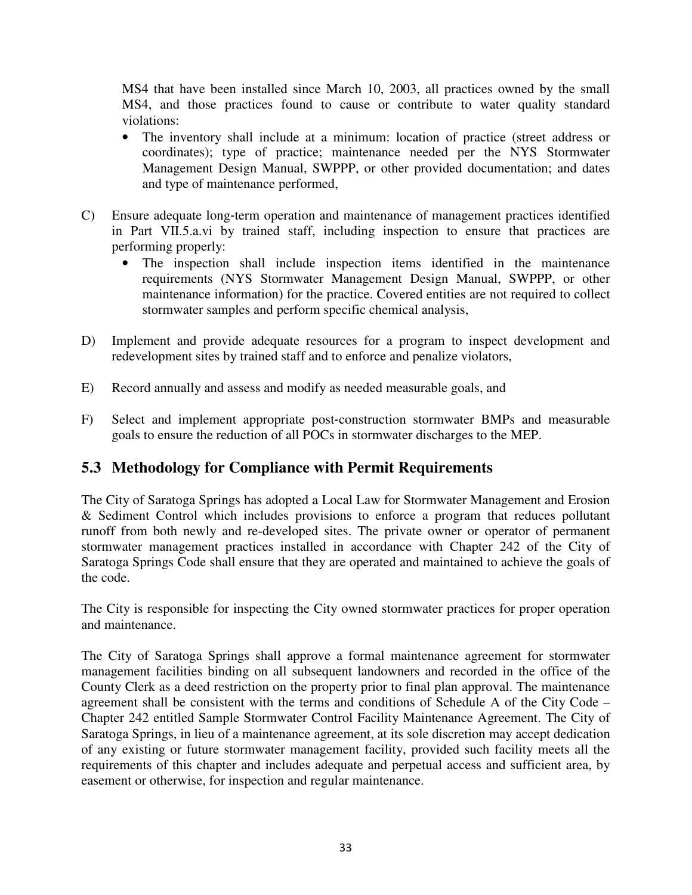MS4 that have been installed since March 10, 2003, all practices owned by the small MS4, and those practices found to cause or contribute to water quality standard violations:

- The inventory shall include at a minimum: location of practice (street address or coordinates); type of practice; maintenance needed per the NYS Stormwater Management Design Manual, SWPPP, or other provided documentation; and dates and type of maintenance performed,

C) Ensure adequate long-term operation and maintenance of management practices identified in Part VII.5.a.vi by trained staff, including inspection to ensure that practices are performing properly:

- The inspection shall include inspection items identified in the maintenance requirements (NYS Stormwater Management Design Manual, SWPPP, or other maintenance information) for the practice. Covered entities are not required to collect stormwater samples and perform specific chemical analysis,

D) Implement and provide adequate resources for a program to inspect development and redevelopment sites by trained staff and to enforce and penalize violators,

E) Record annually and assess and modify as needed measurable goals, and

F) Select and implement appropriate post-construction stormwater BMPs and measurable goals to ensure the reduction of all POCs in stormwater discharges to the MEP.

## 5.3 Methodology for Compliance with Permit Requirements

The City of Saratoga Springs has adopted a Local Law for Stormwater Management and Erosion & Sediment Control which includes provisions to enforce a program that reduces pollutant runoff from both newly and re-developed sites. The private owner or operator of permanent stormwater management practices installed in accordance with Chapter 242 of the City of Saratoga Springs Code shall ensure that they are operated and maintained to achieve the goals of the code.

The City is responsible for inspecting the City owned stormwater practices for proper operation and maintenance.

The City of Saratoga Springs shall approve a formal maintenance agreement for stormwater management facilities binding on all subsequent landowners and recorded in the office of the County Clerk as a deed restriction on the property prior to final plan approval. The maintenance agreement shall be consistent with the terms and conditions of Schedule A of the City Code – Chapter 242 entitled Sample Stormwater Control Facility Maintenance Agreement. The City of Saratoga Springs, in lieu of a maintenance agreement, at its sole discretion may accept dedication of any existing or future stormwater management facility, provided such facility meets all the requirements of this chapter and includes adequate and perpetual access and sufficient area, by easement or otherwise, for inspection and regular maintenance.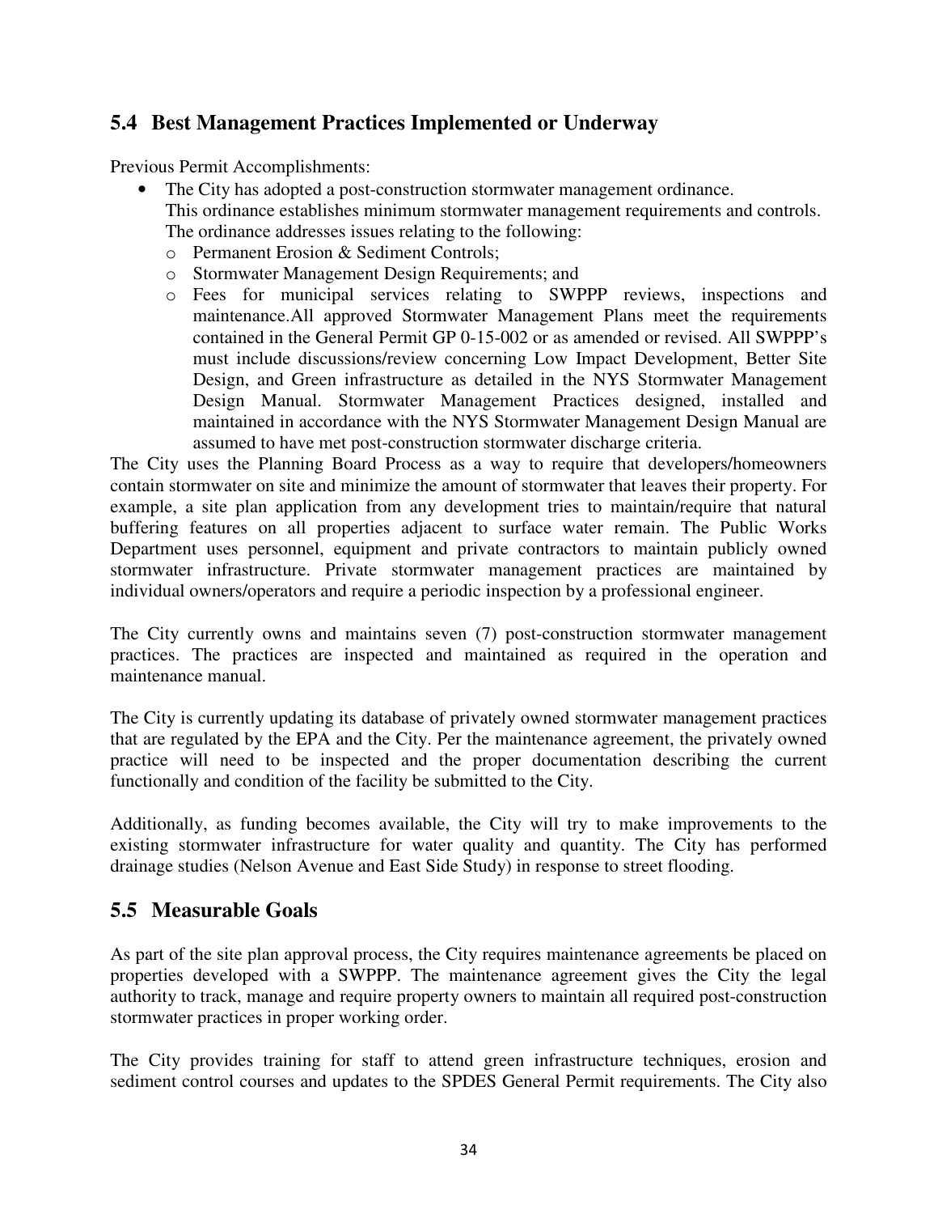## 5.4 Best Management Practices Implemented or Underway

Previous Permit Accomplishments:

- The City has adopted a post-construction stormwater management ordinance. This ordinance establishes minimum stormwater management requirements and controls. The ordinance addresses issues relating to the following:
  - Permanent Erosion & Sediment Controls;
  - Stormwater Management Design Requirements; and
  - Fees for municipal services relating to SWPPP reviews, inspections and maintenance.All approved Stormwater Management Plans meet the requirements contained in the General Permit GP 0-15-002 or as amended or revised. All SWPPP's must include discussions/review concerning Low Impact Development, Better Site Design, and Green infrastructure as detailed in the NYS Stormwater Management Design Manual. Stormwater Management Practices designed, installed and maintained in accordance with the NYS Stormwater Management Design Manual are assumed to have met post-construction stormwater discharge criteria.

The City uses the Planning Board Process as a way to require that developers/homeowners contain stormwater on site and minimize the amount of stormwater that leaves their property. For example, a site plan application from any development tries to maintain/require that natural buffering features on all properties adjacent to surface water remain. The Public Works Department uses personnel, equipment and private contractors to maintain publicly owned stormwater infrastructure. Private stormwater management practices are maintained by individual owners/operators and require a periodic inspection by a professional engineer.

The City currently owns and maintains seven (7) post-construction stormwater management practices. The practices are inspected and maintained as required in the operation and maintenance manual.

The City is currently updating its database of privately owned stormwater management practices that are regulated by the EPA and the City. Per the maintenance agreement, the privately owned practice will need to be inspected and the proper documentation describing the current functionally and condition of the facility be submitted to the City.

Additionally, as funding becomes available, the City will try to make improvements to the existing stormwater infrastructure for water quality and quantity. The City has performed drainage studies (Nelson Avenue and East Side Study) in response to street flooding.

## 5.5 Measurable Goals

As part of the site plan approval process, the City requires maintenance agreements be placed on properties developed with a SWPPP. The maintenance agreement gives the City the legal authority to track, manage and require property owners to maintain all required post-construction stormwater practices in proper working order.

The City provides training for staff to attend green infrastructure techniques, erosion and sediment control courses and updates to the SPDES General Permit requirements. The City also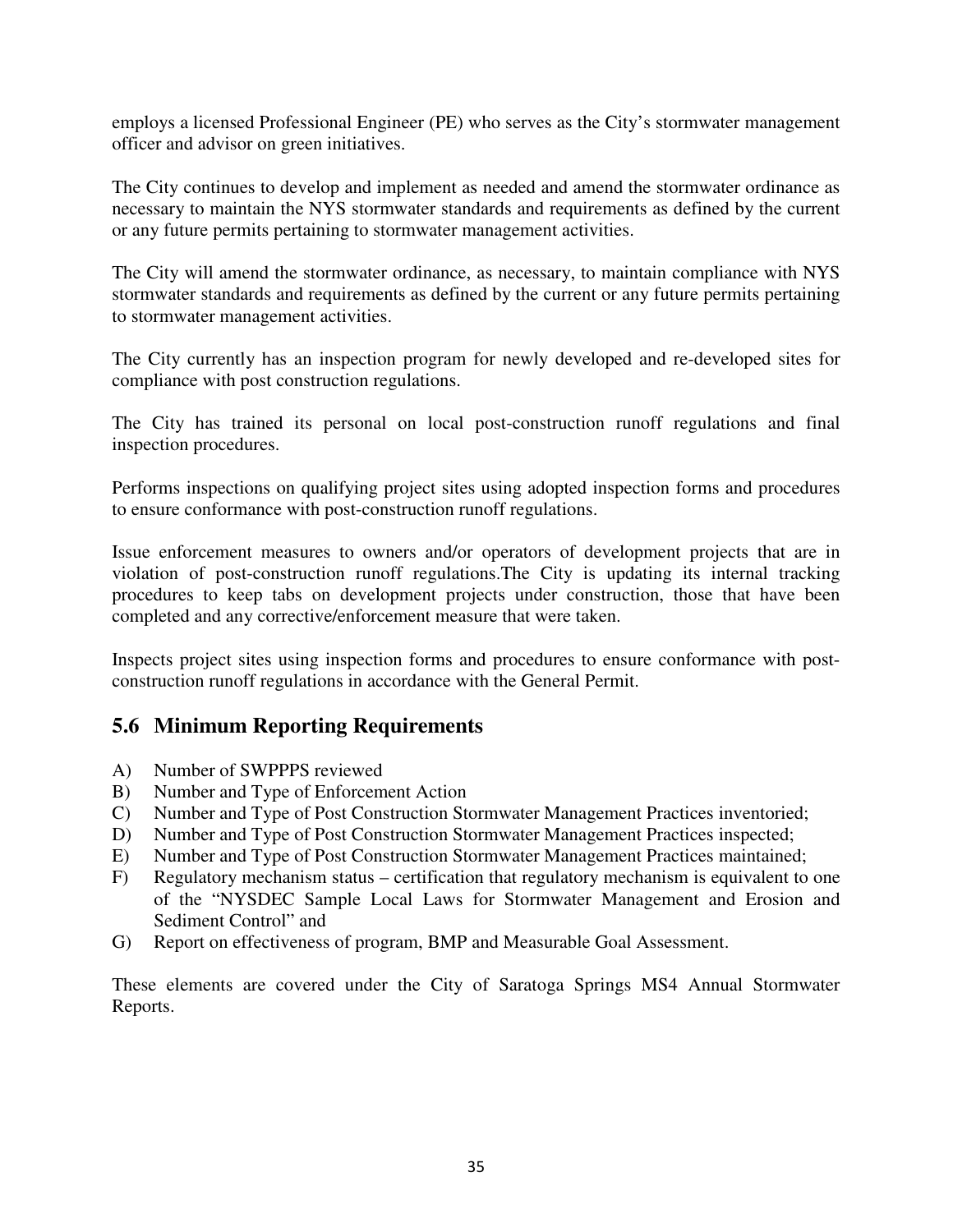employs a licensed Professional Engineer (PE) who serves as the City's stormwater management officer and advisor on green initiatives.

The City continues to develop and implement as needed and amend the stormwater ordinance as necessary to maintain the NYS stormwater standards and requirements as defined by the current or any future permits pertaining to stormwater management activities.

The City will amend the stormwater ordinance, as necessary, to maintain compliance with NYS stormwater standards and requirements as defined by the current or any future permits pertaining to stormwater management activities.

The City currently has an inspection program for newly developed and re-developed sites for compliance with post construction regulations.

The City has trained its personal on local post-construction runoff regulations and final inspection procedures.

Performs inspections on qualifying project sites using adopted inspection forms and procedures to ensure conformance with post-construction runoff regulations.

Issue enforcement measures to owners and/or operators of development projects that are in violation of post-construction runoff regulations.The City is updating its internal tracking procedures to keep tabs on development projects under construction, those that have been completed and any corrective/enforcement measure that were taken.

Inspects project sites using inspection forms and procedures to ensure conformance with post-construction runoff regulations in accordance with the General Permit.

## 5.6 Minimum Reporting Requirements

A) Number of SWPPPS reviewed
B) Number and Type of Enforcement Action
C) Number and Type of Post Construction Stormwater Management Practices inventoried;
D) Number and Type of Post Construction Stormwater Management Practices inspected;
E) Number and Type of Post Construction Stormwater Management Practices maintained;
F) Regulatory mechanism status – certification that regulatory mechanism is equivalent to one of the "NYSDEC Sample Local Laws for Stormwater Management and Erosion and Sediment Control" and
G) Report on effectiveness of program, BMP and Measurable Goal Assessment.

These elements are covered under the City of Saratoga Springs MS4 Annual Stormwater Reports.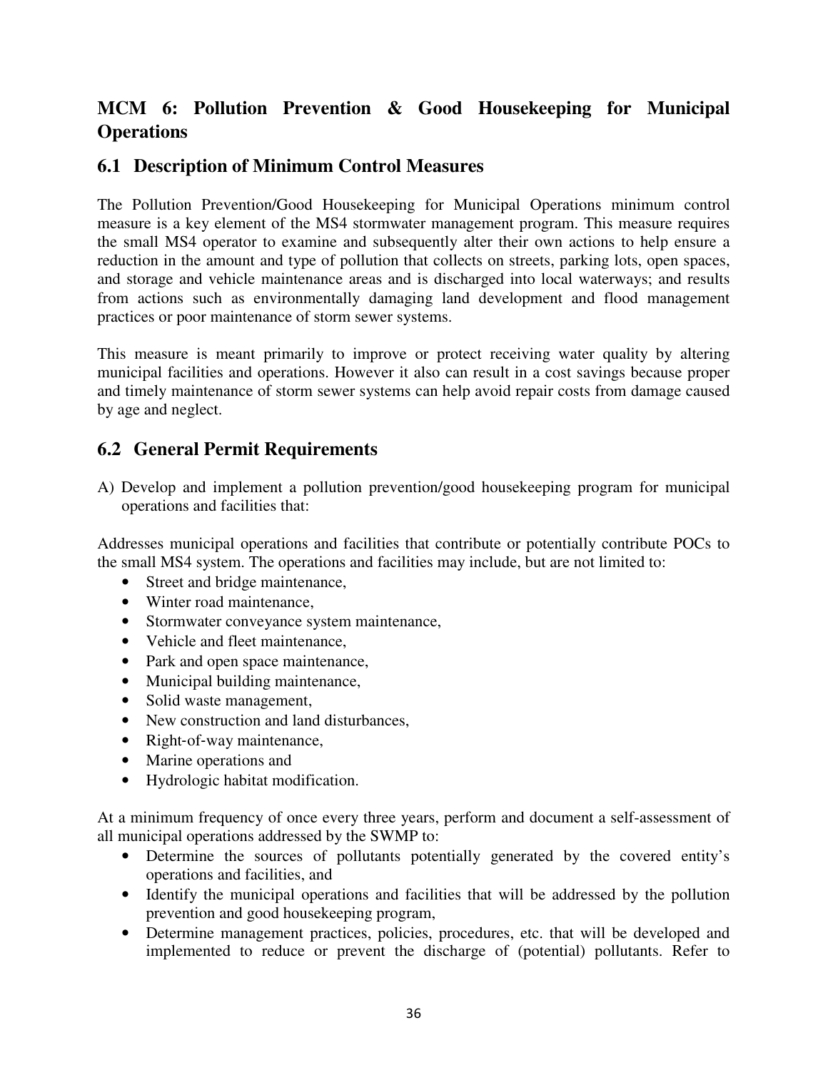## MCM 6: Pollution Prevention & Good Housekeeping for Municipal Operations

### 6.1 Description of Minimum Control Measures

The Pollution Prevention/Good Housekeeping for Municipal Operations minimum control measure is a key element of the MS4 stormwater management program. This measure requires the small MS4 operator to examine and subsequently alter their own actions to help ensure a reduction in the amount and type of pollution that collects on streets, parking lots, open spaces, and storage and vehicle maintenance areas and is discharged into local waterways; and results from actions such as environmentally damaging land development and flood management practices or poor maintenance of storm sewer systems.

This measure is meant primarily to improve or protect receiving water quality by altering municipal facilities and operations. However it also can result in a cost savings because proper and timely maintenance of storm sewer systems can help avoid repair costs from damage caused by age and neglect.

### 6.2 General Permit Requirements

A) Develop and implement a pollution prevention/good housekeeping program for municipal operations and facilities that:

Addresses municipal operations and facilities that contribute or potentially contribute POCs to the small MS4 system. The operations and facilities may include, but are not limited to:

- Street and bridge maintenance,
- Winter road maintenance,
- Stormwater conveyance system maintenance,
- Vehicle and fleet maintenance,
- Park and open space maintenance,
- Municipal building maintenance,
- Solid waste management,
- New construction and land disturbances,
- Right-of-way maintenance,
- Marine operations and
- Hydrologic habitat modification.

At a minimum frequency of once every three years, perform and document a self-assessment of all municipal operations addressed by the SWMP to:

- Determine the sources of pollutants potentially generated by the covered entity's operations and facilities, and
- Identify the municipal operations and facilities that will be addressed by the pollution prevention and good housekeeping program,
- Determine management practices, policies, procedures, etc. that will be developed and implemented to reduce or prevent the discharge of (potential) pollutants. Refer to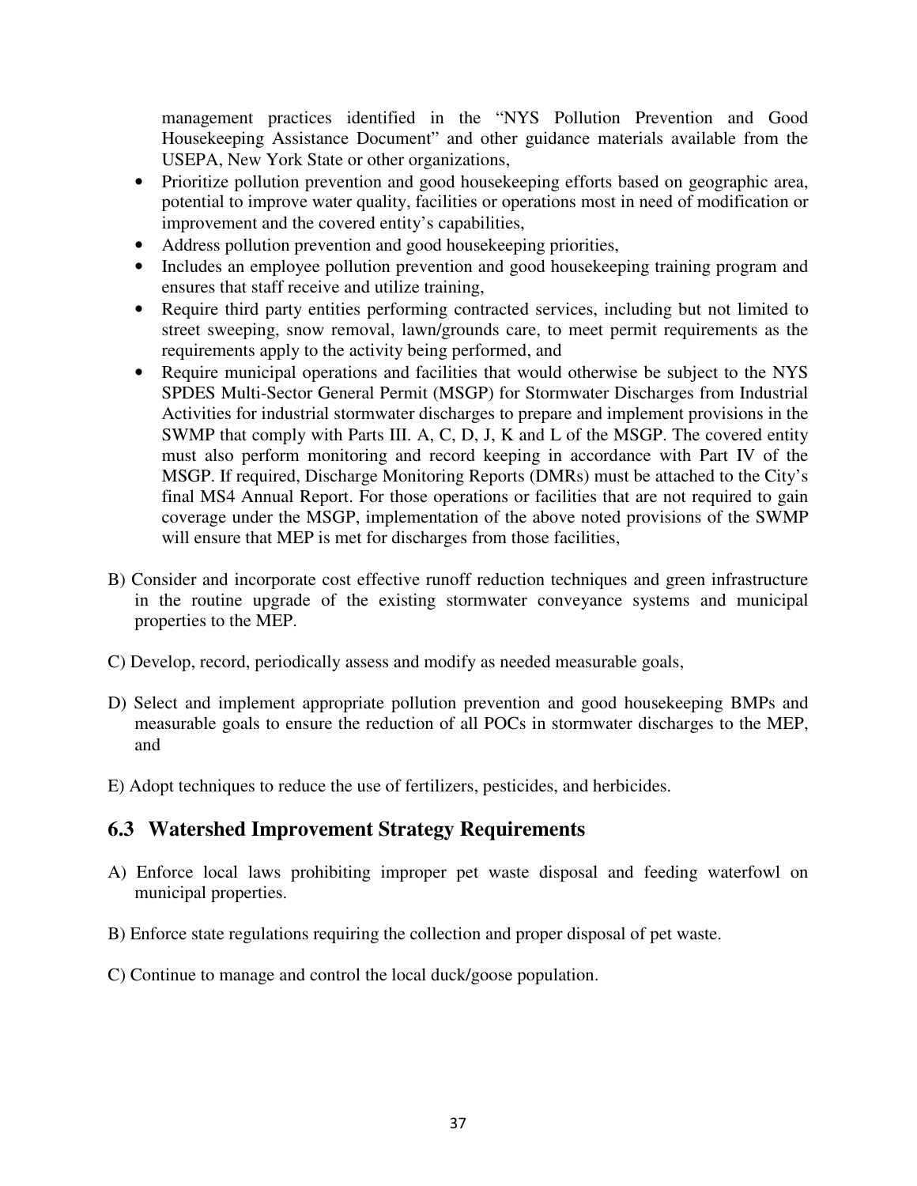management practices identified in the "NYS Pollution Prevention and Good Housekeeping Assistance Document" and other guidance materials available from the USEPA, New York State or other organizations,

- Prioritize pollution prevention and good housekeeping efforts based on geographic area, potential to improve water quality, facilities or operations most in need of modification or improvement and the covered entity's capabilities,
- Address pollution prevention and good housekeeping priorities,
- Includes an employee pollution prevention and good housekeeping training program and ensures that staff receive and utilize training,
- Require third party entities performing contracted services, including but not limited to street sweeping, snow removal, lawn/grounds care, to meet permit requirements as the requirements apply to the activity being performed, and
- Require municipal operations and facilities that would otherwise be subject to the NYS SPDES Multi-Sector General Permit (MSGP) for Stormwater Discharges from Industrial Activities for industrial stormwater discharges to prepare and implement provisions in the SWMP that comply with Parts III. A, C, D, J, K and L of the MSGP. The covered entity must also perform monitoring and record keeping in accordance with Part IV of the MSGP. If required, Discharge Monitoring Reports (DMRs) must be attached to the City's final MS4 Annual Report. For those operations or facilities that are not required to gain coverage under the MSGP, implementation of the above noted provisions of the SWMP will ensure that MEP is met for discharges from those facilities,

B) Consider and incorporate cost effective runoff reduction techniques and green infrastructure in the routine upgrade of the existing stormwater conveyance systems and municipal properties to the MEP.

C) Develop, record, periodically assess and modify as needed measurable goals,

D) Select and implement appropriate pollution prevention and good housekeeping BMPs and measurable goals to ensure the reduction of all POCs in stormwater discharges to the MEP, and

E) Adopt techniques to reduce the use of fertilizers, pesticides, and herbicides.

## 6.3 Watershed Improvement Strategy Requirements

A) Enforce local laws prohibiting improper pet waste disposal and feeding waterfowl on municipal properties.

B) Enforce state regulations requiring the collection and proper disposal of pet waste.

C) Continue to manage and control the local duck/goose population.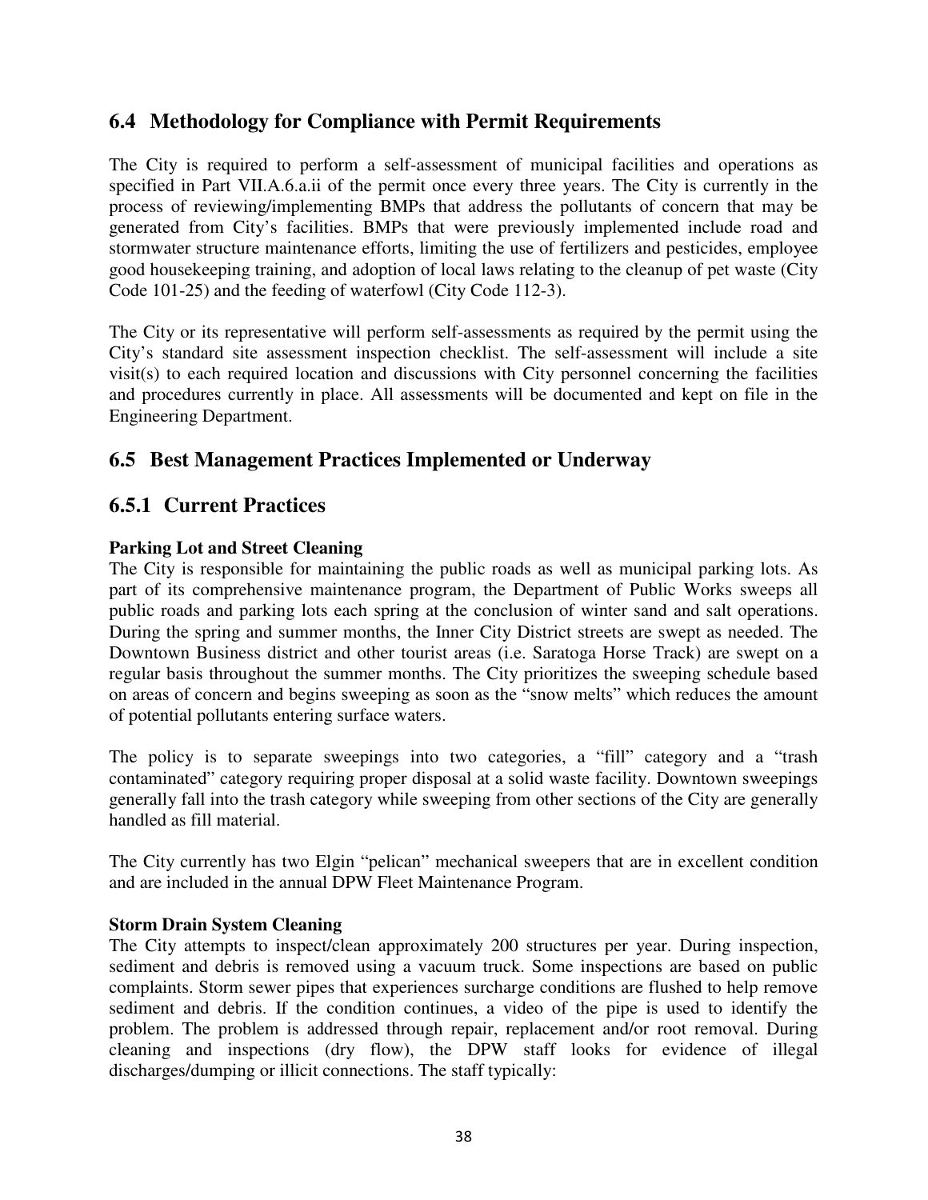## 6.4 Methodology for Compliance with Permit Requirements

The City is required to perform a self-assessment of municipal facilities and operations as specified in Part VII.A.6.a.ii of the permit once every three years. The City is currently in the process of reviewing/implementing BMPs that address the pollutants of concern that may be generated from City's facilities. BMPs that were previously implemented include road and stormwater structure maintenance efforts, limiting the use of fertilizers and pesticides, employee good housekeeping training, and adoption of local laws relating to the cleanup of pet waste (City Code 101-25) and the feeding of waterfowl (City Code 112-3).

The City or its representative will perform self-assessments as required by the permit using the City's standard site assessment inspection checklist. The self-assessment will include a site visit(s) to each required location and discussions with City personnel concerning the facilities and procedures currently in place. All assessments will be documented and kept on file in the Engineering Department.

## 6.5 Best Management Practices Implemented or Underway

### 6.5.1 Current Practices

**Parking Lot and Street Cleaning**

The City is responsible for maintaining the public roads as well as municipal parking lots. As part of its comprehensive maintenance program, the Department of Public Works sweeps all public roads and parking lots each spring at the conclusion of winter sand and salt operations. During the spring and summer months, the Inner City District streets are swept as needed. The Downtown Business district and other tourist areas (i.e. Saratoga Horse Track) are swept on a regular basis throughout the summer months. The City prioritizes the sweeping schedule based on areas of concern and begins sweeping as soon as the "snow melts" which reduces the amount of potential pollutants entering surface waters.

The policy is to separate sweepings into two categories, a "fill" category and a "trash contaminated" category requiring proper disposal at a solid waste facility. Downtown sweepings generally fall into the trash category while sweeping from other sections of the City are generally handled as fill material.

The City currently has two Elgin "pelican" mechanical sweepers that are in excellent condition and are included in the annual DPW Fleet Maintenance Program.

**Storm Drain System Cleaning**

The City attempts to inspect/clean approximately 200 structures per year. During inspection, sediment and debris is removed using a vacuum truck. Some inspections are based on public complaints. Storm sewer pipes that experiences surcharge conditions are flushed to help remove sediment and debris. If the condition continues, a video of the pipe is used to identify the problem. The problem is addressed through repair, replacement and/or root removal. During cleaning and inspections (dry flow), the DPW staff looks for evidence of illegal discharges/dumping or illicit connections. The staff typically: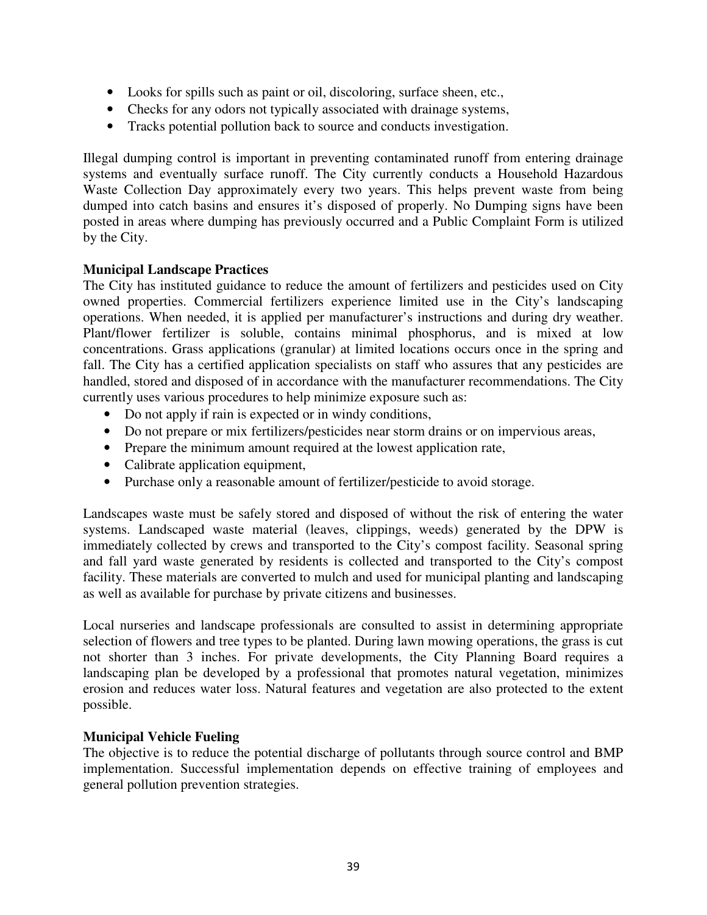- Looks for spills such as paint or oil, discoloring, surface sheen, etc.,
- Checks for any odors not typically associated with drainage systems,
- Tracks potential pollution back to source and conducts investigation.

Illegal dumping control is important in preventing contaminated runoff from entering drainage systems and eventually surface runoff. The City currently conducts a Household Hazardous Waste Collection Day approximately every two years. This helps prevent waste from being dumped into catch basins and ensures it's disposed of properly. No Dumping signs have been posted in areas where dumping has previously occurred and a Public Complaint Form is utilized by the City.

**Municipal Landscape Practices**

The City has instituted guidance to reduce the amount of fertilizers and pesticides used on City owned properties. Commercial fertilizers experience limited use in the City's landscaping operations. When needed, it is applied per manufacturer's instructions and during dry weather. Plant/flower fertilizer is soluble, contains minimal phosphorus, and is mixed at low concentrations. Grass applications (granular) at limited locations occurs once in the spring and fall. The City has a certified application specialists on staff who assures that any pesticides are handled, stored and disposed of in accordance with the manufacturer recommendations. The City currently uses various procedures to help minimize exposure such as:

- Do not apply if rain is expected or in windy conditions,
- Do not prepare or mix fertilizers/pesticides near storm drains or on impervious areas,
- Prepare the minimum amount required at the lowest application rate,
- Calibrate application equipment,
- Purchase only a reasonable amount of fertilizer/pesticide to avoid storage.

Landscapes waste must be safely stored and disposed of without the risk of entering the water systems. Landscaped waste material (leaves, clippings, weeds) generated by the DPW is immediately collected by crews and transported to the City's compost facility. Seasonal spring and fall yard waste generated by residents is collected and transported to the City's compost facility. These materials are converted to mulch and used for municipal planting and landscaping as well as available for purchase by private citizens and businesses.

Local nurseries and landscape professionals are consulted to assist in determining appropriate selection of flowers and tree types to be planted. During lawn mowing operations, the grass is cut not shorter than 3 inches. For private developments, the City Planning Board requires a landscaping plan be developed by a professional that promotes natural vegetation, minimizes erosion and reduces water loss. Natural features and vegetation are also protected to the extent possible.

**Municipal Vehicle Fueling**

The objective is to reduce the potential discharge of pollutants through source control and BMP implementation. Successful implementation depends on effective training of employees and general pollution prevention strategies.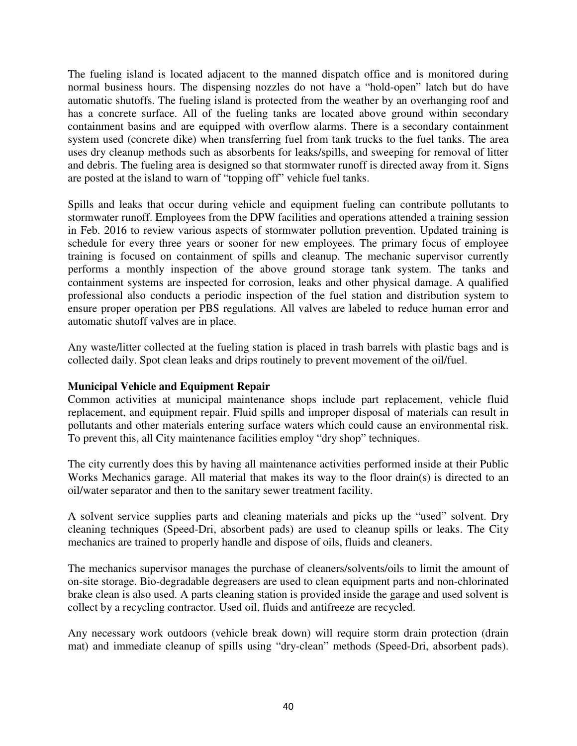The fueling island is located adjacent to the manned dispatch office and is monitored during normal business hours. The dispensing nozzles do not have a "hold-open" latch but do have automatic shutoffs. The fueling island is protected from the weather by an overhanging roof and has a concrete surface. All of the fueling tanks are located above ground within secondary containment basins and are equipped with overflow alarms. There is a secondary containment system used (concrete dike) when transferring fuel from tank trucks to the fuel tanks. The area uses dry cleanup methods such as absorbents for leaks/spills, and sweeping for removal of litter and debris. The fueling area is designed so that stormwater runoff is directed away from it. Signs are posted at the island to warn of "topping off" vehicle fuel tanks.

Spills and leaks that occur during vehicle and equipment fueling can contribute pollutants to stormwater runoff. Employees from the DPW facilities and operations attended a training session in Feb. 2016 to review various aspects of stormwater pollution prevention. Updated training is schedule for every three years or sooner for new employees. The primary focus of employee training is focused on containment of spills and cleanup. The mechanic supervisor currently performs a monthly inspection of the above ground storage tank system. The tanks and containment systems are inspected for corrosion, leaks and other physical damage. A qualified professional also conducts a periodic inspection of the fuel station and distribution system to ensure proper operation per PBS regulations. All valves are labeled to reduce human error and automatic shutoff valves are in place.

Any waste/litter collected at the fueling station is placed in trash barrels with plastic bags and is collected daily. Spot clean leaks and drips routinely to prevent movement of the oil/fuel.

**Municipal Vehicle and Equipment Repair**

Common activities at municipal maintenance shops include part replacement, vehicle fluid replacement, and equipment repair. Fluid spills and improper disposal of materials can result in pollutants and other materials entering surface waters which could cause an environmental risk. To prevent this, all City maintenance facilities employ "dry shop" techniques.

The city currently does this by having all maintenance activities performed inside at their Public Works Mechanics garage. All material that makes its way to the floor drain(s) is directed to an oil/water separator and then to the sanitary sewer treatment facility.

A solvent service supplies parts and cleaning materials and picks up the "used" solvent. Dry cleaning techniques (Speed-Dri, absorbent pads) are used to cleanup spills or leaks. The City mechanics are trained to properly handle and dispose of oils, fluids and cleaners.

The mechanics supervisor manages the purchase of cleaners/solvents/oils to limit the amount of on-site storage. Bio-degradable degreasers are used to clean equipment parts and non-chlorinated brake clean is also used. A parts cleaning station is provided inside the garage and used solvent is collect by a recycling contractor. Used oil, fluids and antifreeze are recycled.

Any necessary work outdoors (vehicle break down) will require storm drain protection (drain mat) and immediate cleanup of spills using "dry-clean" methods (Speed-Dri, absorbent pads).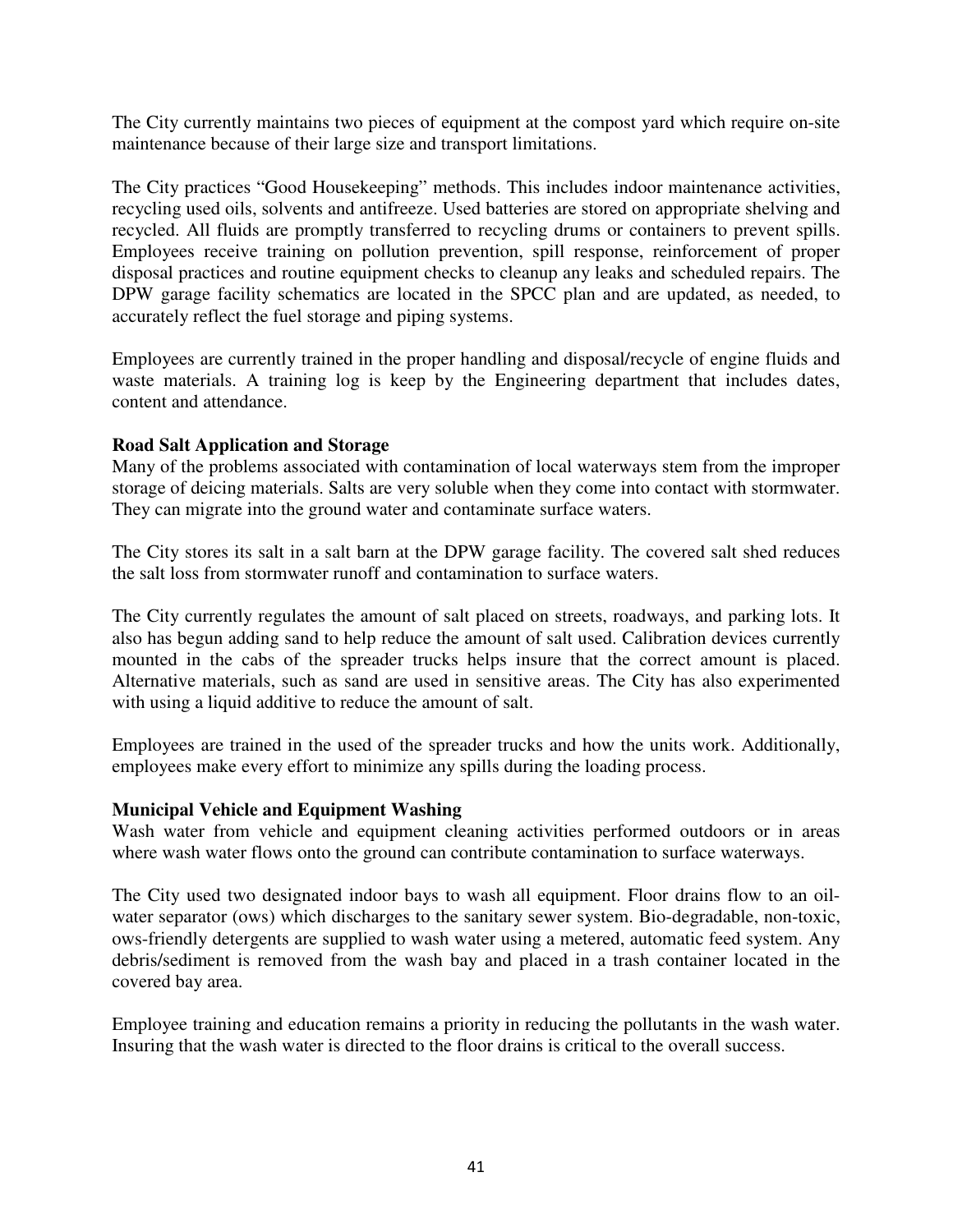The City currently maintains two pieces of equipment at the compost yard which require on-site maintenance because of their large size and transport limitations.

The City practices "Good Housekeeping" methods. This includes indoor maintenance activities, recycling used oils, solvents and antifreeze. Used batteries are stored on appropriate shelving and recycled. All fluids are promptly transferred to recycling drums or containers to prevent spills. Employees receive training on pollution prevention, spill response, reinforcement of proper disposal practices and routine equipment checks to cleanup any leaks and scheduled repairs. The DPW garage facility schematics are located in the SPCC plan and are updated, as needed, to accurately reflect the fuel storage and piping systems.

Employees are currently trained in the proper handling and disposal/recycle of engine fluids and waste materials. A training log is keep by the Engineering department that includes dates, content and attendance.

**Road Salt Application and Storage**

Many of the problems associated with contamination of local waterways stem from the improper storage of deicing materials. Salts are very soluble when they come into contact with stormwater. They can migrate into the ground water and contaminate surface waters.

The City stores its salt in a salt barn at the DPW garage facility. The covered salt shed reduces the salt loss from stormwater runoff and contamination to surface waters.

The City currently regulates the amount of salt placed on streets, roadways, and parking lots. It also has begun adding sand to help reduce the amount of salt used. Calibration devices currently mounted in the cabs of the spreader trucks helps insure that the correct amount is placed. Alternative materials, such as sand are used in sensitive areas. The City has also experimented with using a liquid additive to reduce the amount of salt.

Employees are trained in the used of the spreader trucks and how the units work. Additionally, employees make every effort to minimize any spills during the loading process.

**Municipal Vehicle and Equipment Washing**

Wash water from vehicle and equipment cleaning activities performed outdoors or in areas where wash water flows onto the ground can contribute contamination to surface waterways.

The City used two designated indoor bays to wash all equipment. Floor drains flow to an oil-water separator (ows) which discharges to the sanitary sewer system. Bio-degradable, non-toxic, ows-friendly detergents are supplied to wash water using a metered, automatic feed system. Any debris/sediment is removed from the wash bay and placed in a trash container located in the covered bay area.

Employee training and education remains a priority in reducing the pollutants in the wash water. Insuring that the wash water is directed to the floor drains is critical to the overall success.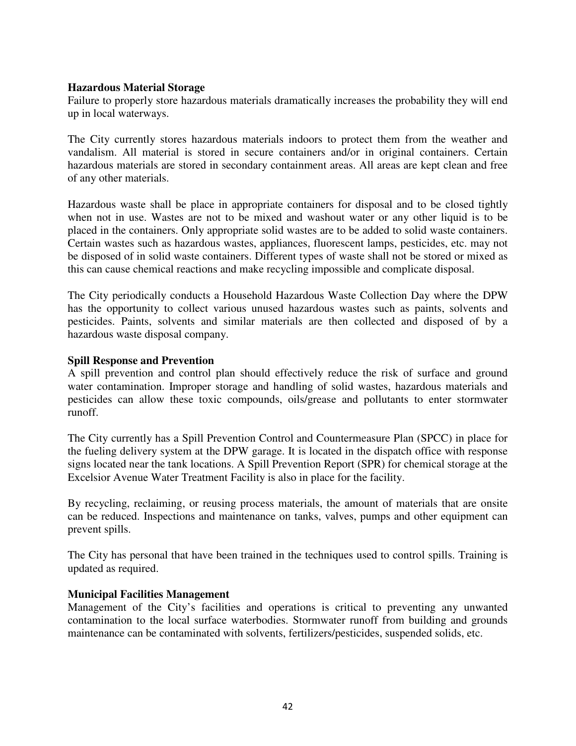**Hazardous Material Storage**

Failure to properly store hazardous materials dramatically increases the probability they will end up in local waterways.

The City currently stores hazardous materials indoors to protect them from the weather and vandalism. All material is stored in secure containers and/or in original containers. Certain hazardous materials are stored in secondary containment areas. All areas are kept clean and free of any other materials.

Hazardous waste shall be place in appropriate containers for disposal and to be closed tightly when not in use. Wastes are not to be mixed and washout water or any other liquid is to be placed in the containers. Only appropriate solid wastes are to be added to solid waste containers. Certain wastes such as hazardous wastes, appliances, fluorescent lamps, pesticides, etc. may not be disposed of in solid waste containers. Different types of waste shall not be stored or mixed as this can cause chemical reactions and make recycling impossible and complicate disposal.

The City periodically conducts a Household Hazardous Waste Collection Day where the DPW has the opportunity to collect various unused hazardous wastes such as paints, solvents and pesticides. Paints, solvents and similar materials are then collected and disposed of by a hazardous waste disposal company.

**Spill Response and Prevention**

A spill prevention and control plan should effectively reduce the risk of surface and ground water contamination. Improper storage and handling of solid wastes, hazardous materials and pesticides can allow these toxic compounds, oils/grease and pollutants to enter stormwater runoff.

The City currently has a Spill Prevention Control and Countermeasure Plan (SPCC) in place for the fueling delivery system at the DPW garage. It is located in the dispatch office with response signs located near the tank locations. A Spill Prevention Report (SPR) for chemical storage at the Excelsior Avenue Water Treatment Facility is also in place for the facility.

By recycling, reclaiming, or reusing process materials, the amount of materials that are onsite can be reduced. Inspections and maintenance on tanks, valves, pumps and other equipment can prevent spills.

The City has personal that have been trained in the techniques used to control spills. Training is updated as required.

**Municipal Facilities Management**

Management of the City's facilities and operations is critical to preventing any unwanted contamination to the local surface waterbodies. Stormwater runoff from building and grounds maintenance can be contaminated with solvents, fertilizers/pesticides, suspended solids, etc.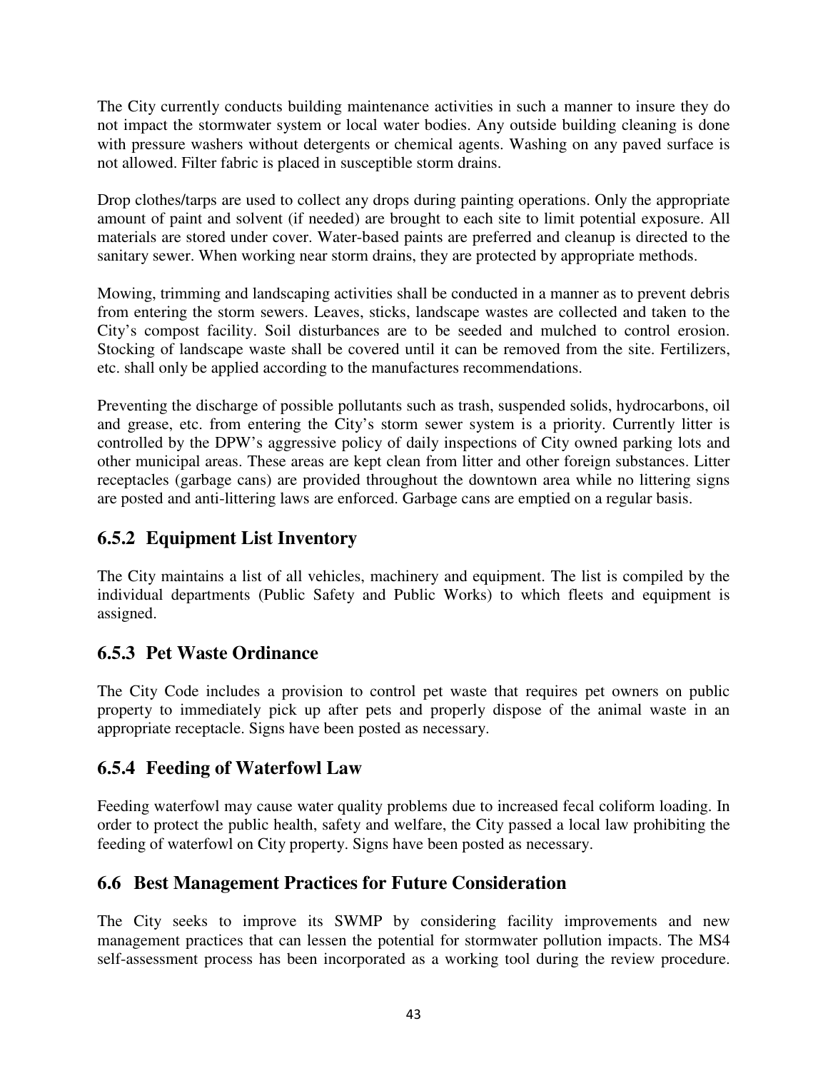The City currently conducts building maintenance activities in such a manner to insure they do not impact the stormwater system or local water bodies. Any outside building cleaning is done with pressure washers without detergents or chemical agents. Washing on any paved surface is not allowed. Filter fabric is placed in susceptible storm drains.

Drop clothes/tarps are used to collect any drops during painting operations. Only the appropriate amount of paint and solvent (if needed) are brought to each site to limit potential exposure. All materials are stored under cover. Water-based paints are preferred and cleanup is directed to the sanitary sewer. When working near storm drains, they are protected by appropriate methods.

Mowing, trimming and landscaping activities shall be conducted in a manner as to prevent debris from entering the storm sewers. Leaves, sticks, landscape wastes are collected and taken to the City's compost facility. Soil disturbances are to be seeded and mulched to control erosion. Stocking of landscape waste shall be covered until it can be removed from the site. Fertilizers, etc. shall only be applied according to the manufactures recommendations.

Preventing the discharge of possible pollutants such as trash, suspended solids, hydrocarbons, oil and grease, etc. from entering the City's storm sewer system is a priority. Currently litter is controlled by the DPW's aggressive policy of daily inspections of City owned parking lots and other municipal areas. These areas are kept clean from litter and other foreign substances. Litter receptacles (garbage cans) are provided throughout the downtown area while no littering signs are posted and anti-littering laws are enforced. Garbage cans are emptied on a regular basis.

### 6.5.2 Equipment List Inventory

The City maintains a list of all vehicles, machinery and equipment. The list is compiled by the individual departments (Public Safety and Public Works) to which fleets and equipment is assigned.

### 6.5.3 Pet Waste Ordinance

The City Code includes a provision to control pet waste that requires pet owners on public property to immediately pick up after pets and properly dispose of the animal waste in an appropriate receptacle. Signs have been posted as necessary.

### 6.5.4 Feeding of Waterfowl Law

Feeding waterfowl may cause water quality problems due to increased fecal coliform loading. In order to protect the public health, safety and welfare, the City passed a local law prohibiting the feeding of waterfowl on City property. Signs have been posted as necessary.

## 6.6 Best Management Practices for Future Consideration

The City seeks to improve its SWMP by considering facility improvements and new management practices that can lessen the potential for stormwater pollution impacts. The MS4 self-assessment process has been incorporated as a working tool during the review procedure.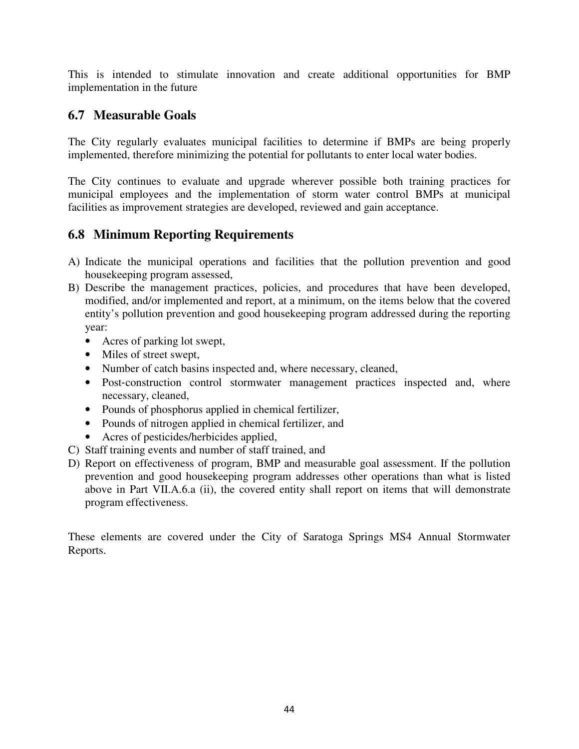This is intended to stimulate innovation and create additional opportunities for BMP implementation in the future

## 6.7 Measurable Goals

The City regularly evaluates municipal facilities to determine if BMPs are being properly implemented, therefore minimizing the potential for pollutants to enter local water bodies.

The City continues to evaluate and upgrade wherever possible both training practices for municipal employees and the implementation of storm water control BMPs at municipal facilities as improvement strategies are developed, reviewed and gain acceptance.

## 6.8 Minimum Reporting Requirements

A) Indicate the municipal operations and facilities that the pollution prevention and good housekeeping program assessed,
B) Describe the management practices, policies, and procedures that have been developed, modified, and/or implemented and report, at a minimum, on the items below that the covered entity's pollution prevention and good housekeeping program addressed during the reporting year:
   - Acres of parking lot swept,
   - Miles of street swept,
   - Number of catch basins inspected and, where necessary, cleaned,
   - Post-construction control stormwater management practices inspected and, where necessary, cleaned,
   - Pounds of phosphorus applied in chemical fertilizer,
   - Pounds of nitrogen applied in chemical fertilizer, and
   - Acres of pesticides/herbicides applied,
C) Staff training events and number of staff trained, and
D) Report on effectiveness of program, BMP and measurable goal assessment. If the pollution prevention and good housekeeping program addresses other operations than what is listed above in Part VII.A.6.a (ii), the covered entity shall report on items that will demonstrate program effectiveness.

These elements are covered under the City of Saratoga Springs MS4 Annual Stormwater Reports.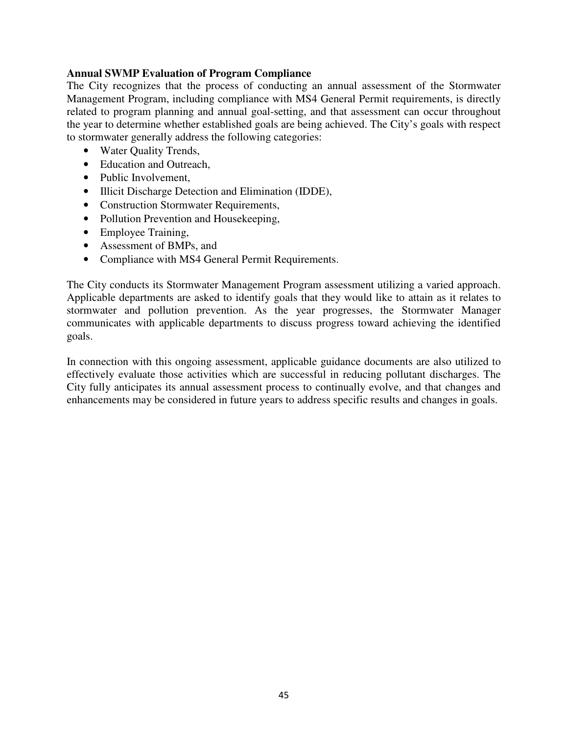**Annual SWMP Evaluation of Program Compliance**

The City recognizes that the process of conducting an annual assessment of the Stormwater Management Program, including compliance with MS4 General Permit requirements, is directly related to program planning and annual goal-setting, and that assessment can occur throughout the year to determine whether established goals are being achieved. The City's goals with respect to stormwater generally address the following categories:

- Water Quality Trends,
- Education and Outreach,
- Public Involvement,
- Illicit Discharge Detection and Elimination (IDDE),
- Construction Stormwater Requirements,
- Pollution Prevention and Housekeeping,
- Employee Training,
- Assessment of BMPs, and
- Compliance with MS4 General Permit Requirements.

The City conducts its Stormwater Management Program assessment utilizing a varied approach. Applicable departments are asked to identify goals that they would like to attain as it relates to stormwater and pollution prevention. As the year progresses, the Stormwater Manager communicates with applicable departments to discuss progress toward achieving the identified goals.

In connection with this ongoing assessment, applicable guidance documents are also utilized to effectively evaluate those activities which are successful in reducing pollutant discharges. The City fully anticipates its annual assessment process to continually evolve, and that changes and enhancements may be considered in future years to address specific results and changes in goals.